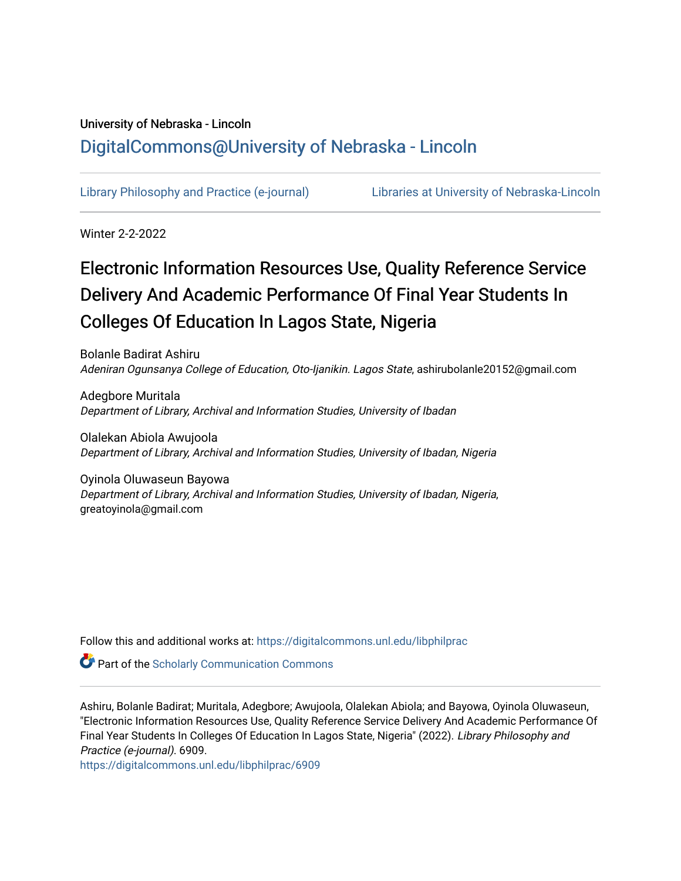University of Nebraska - Lincoln

DigitalCommons@University of Nebraska - Lincoln

Library Philosophy and Practice (e-journal)

Libraries at University of Nebraska-Lincoln

Winter 2-2-2022

# Electronic Information Resources Use, Quality Reference Service Delivery And Academic Performance Of Final Year Students In Colleges Of Education In Lagos State, Nigeria

Bolanle Badirat Ashiru
*Adeniran Ogunsanya College of Education, Oto-Ijanikin. Lagos State*, ashirubolanle20152@gmail.com

Adegbore Muritala
*Department of Library, Archival and Information Studies, University of Ibadan*

Olalekan Abiola Awujoola
*Department of Library, Archival and Information Studies, University of Ibadan, Nigeria*

Oyinola Oluwaseun Bayowa
*Department of Library, Archival and Information Studies, University of Ibadan, Nigeria*, greatoyinola@gmail.com

Follow this and additional works at: https://digitalcommons.unl.edu/libphilprac

Part of the Scholarly Communication Commons

Ashiru, Bolanle Badirat; Muritala, Adegbore; Awujoola, Olalekan Abiola; and Bayowa, Oyinola Oluwaseun, "Electronic Information Resources Use, Quality Reference Service Delivery And Academic Performance Of Final Year Students In Colleges Of Education In Lagos State, Nigeria" (2022). *Library Philosophy and Practice (e-journal)*. 6909.
https://digitalcommons.unl.edu/libphilprac/6909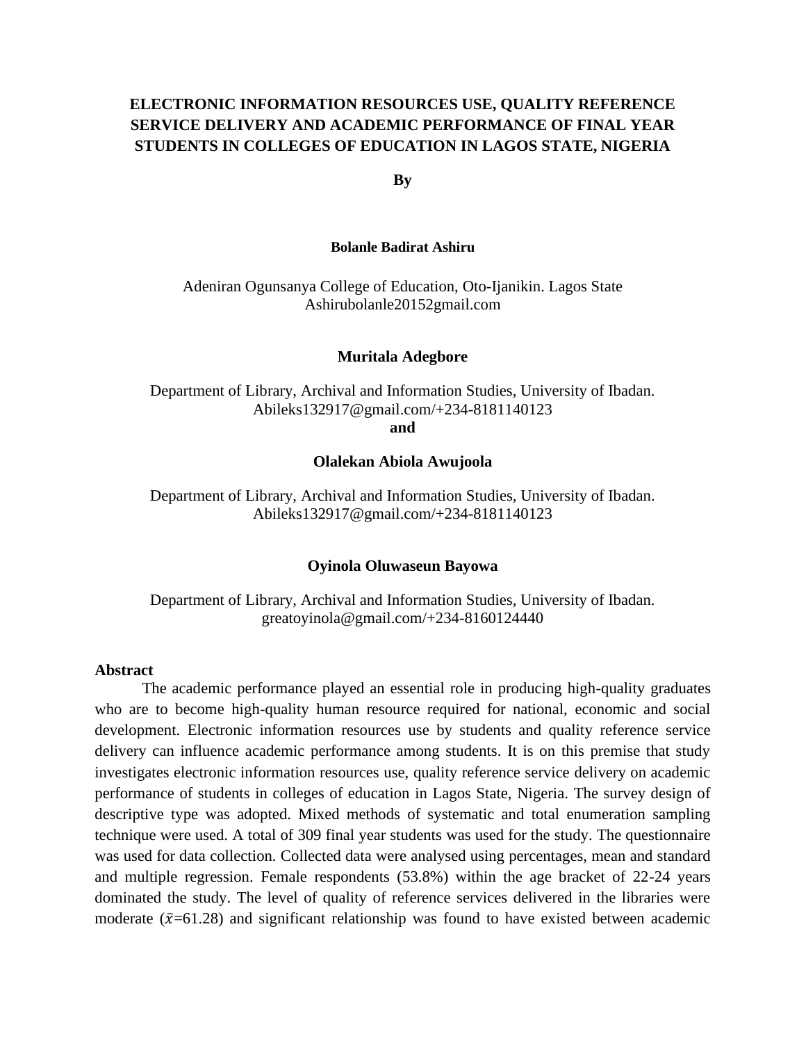# ELECTRONIC INFORMATION RESOURCES USE, QUALITY REFERENCE SERVICE DELIVERY AND ACADEMIC PERFORMANCE OF FINAL YEAR STUDENTS IN COLLEGES OF EDUCATION IN LAGOS STATE, NIGERIA

**By**

**Bolanle Badirat Ashiru**

Adeniran Ogunsanya College of Education, Oto-Ijanikin. Lagos State
Ashirubolanle20152gmail.com

**Muritala Adegbore**

Department of Library, Archival and Information Studies, University of Ibadan.
Abileks132917@gmail.com/+234-8181140123

**and**

**Olalekan Abiola Awujoola**

Department of Library, Archival and Information Studies, University of Ibadan.
Abileks132917@gmail.com/+234-8181140123

**Oyinola Oluwaseun Bayowa**

Department of Library, Archival and Information Studies, University of Ibadan.
greatoyinola@gmail.com/+234-8160124440

## Abstract

The academic performance played an essential role in producing high-quality graduates who are to become high-quality human resource required for national, economic and social development. Electronic information resources use by students and quality reference service delivery can influence academic performance among students. It is on this premise that study investigates electronic information resources use, quality reference service delivery on academic performance of students in colleges of education in Lagos State, Nigeria. The survey design of descriptive type was adopted. Mixed methods of systematic and total enumeration sampling technique were used. A total of 309 final year students was used for the study. The questionnaire was used for data collection. Collected data were analysed using percentages, mean and standard and multiple regression. Female respondents (53.8%) within the age bracket of 22-24 years dominated the study. The level of quality of reference services delivered in the libraries were moderate ($\bar{x}$=61.28) and significant relationship was found to have existed between academic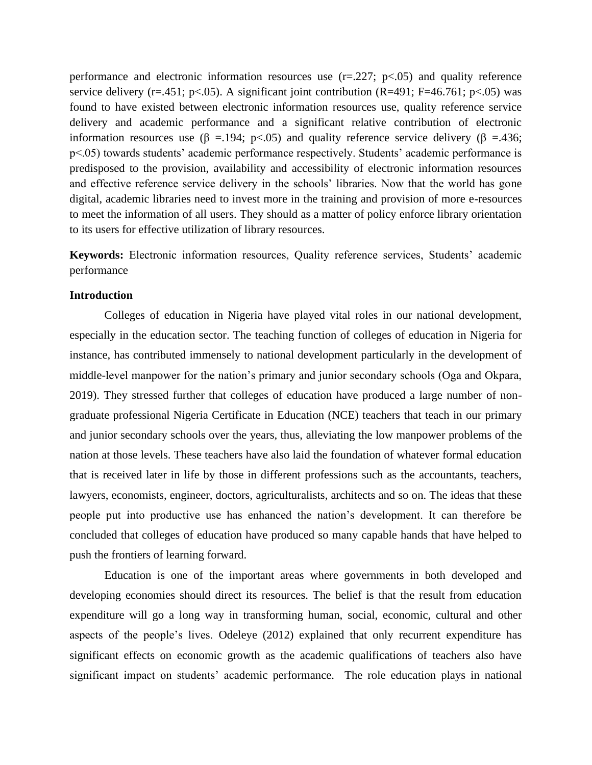performance and electronic information resources use ($r=.227$; $p<.05$) and quality reference service delivery ($r=.451$; $p<.05$). A significant joint contribution ($R=491$; $F=46.761$; $p<.05$) was found to have existed between electronic information resources use, quality reference service delivery and academic performance and a significant relative contribution of electronic information resources use ($\beta$ =.194; $p<.05$) and quality reference service delivery ($\beta$ =.436; $p<.05$) towards students' academic performance respectively. Students' academic performance is predisposed to the provision, availability and accessibility of electronic information resources and effective reference service delivery in the schools' libraries. Now that the world has gone digital, academic libraries need to invest more in the training and provision of more e-resources to meet the information of all users. They should as a matter of policy enforce library orientation to its users for effective utilization of library resources.

**Keywords:** Electronic information resources, Quality reference services, Students' academic performance

## Introduction

Colleges of education in Nigeria have played vital roles in our national development, especially in the education sector. The teaching function of colleges of education in Nigeria for instance, has contributed immensely to national development particularly in the development of middle-level manpower for the nation's primary and junior secondary schools (Oga and Okpara, 2019). They stressed further that colleges of education have produced a large number of non-graduate professional Nigeria Certificate in Education (NCE) teachers that teach in our primary and junior secondary schools over the years, thus, alleviating the low manpower problems of the nation at those levels. These teachers have also laid the foundation of whatever formal education that is received later in life by those in different professions such as the accountants, teachers, lawyers, economists, engineer, doctors, agriculturalists, architects and so on. The ideas that these people put into productive use has enhanced the nation's development. It can therefore be concluded that colleges of education have produced so many capable hands that have helped to push the frontiers of learning forward.

Education is one of the important areas where governments in both developed and developing economies should direct its resources. The belief is that the result from education expenditure will go a long way in transforming human, social, economic, cultural and other aspects of the people's lives. Odeleye (2012) explained that only recurrent expenditure has significant effects on economic growth as the academic qualifications of teachers also have significant impact on students' academic performance. The role education plays in national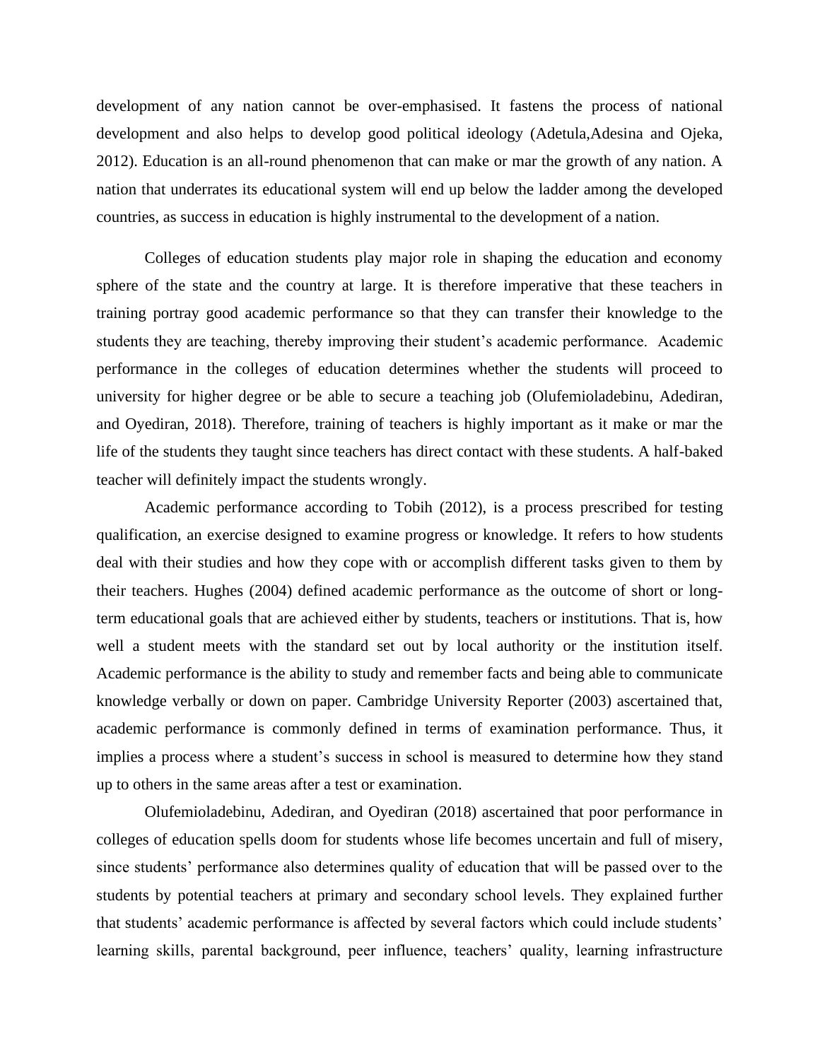development of any nation cannot be over-emphasised. It fastens the process of national development and also helps to develop good political ideology (Adetula,Adesina and Ojeka, 2012). Education is an all-round phenomenon that can make or mar the growth of any nation. A nation that underrates its educational system will end up below the ladder among the developed countries, as success in education is highly instrumental to the development of a nation.

Colleges of education students play major role in shaping the education and economy sphere of the state and the country at large. It is therefore imperative that these teachers in training portray good academic performance so that they can transfer their knowledge to the students they are teaching, thereby improving their student's academic performance. Academic performance in the colleges of education determines whether the students will proceed to university for higher degree or be able to secure a teaching job (Olufemioladebinu, Adediran, and Oyediran, 2018). Therefore, training of teachers is highly important as it make or mar the life of the students they taught since teachers has direct contact with these students. A half-baked teacher will definitely impact the students wrongly.

Academic performance according to Tobih (2012), is a process prescribed for testing qualification, an exercise designed to examine progress or knowledge. It refers to how students deal with their studies and how they cope with or accomplish different tasks given to them by their teachers. Hughes (2004) defined academic performance as the outcome of short or long-term educational goals that are achieved either by students, teachers or institutions. That is, how well a student meets with the standard set out by local authority or the institution itself. Academic performance is the ability to study and remember facts and being able to communicate knowledge verbally or down on paper. Cambridge University Reporter (2003) ascertained that, academic performance is commonly defined in terms of examination performance. Thus, it implies a process where a student's success in school is measured to determine how they stand up to others in the same areas after a test or examination.

Olufemioladebinu, Adediran, and Oyediran (2018) ascertained that poor performance in colleges of education spells doom for students whose life becomes uncertain and full of misery, since students' performance also determines quality of education that will be passed over to the students by potential teachers at primary and secondary school levels. They explained further that students' academic performance is affected by several factors which could include students' learning skills, parental background, peer influence, teachers' quality, learning infrastructure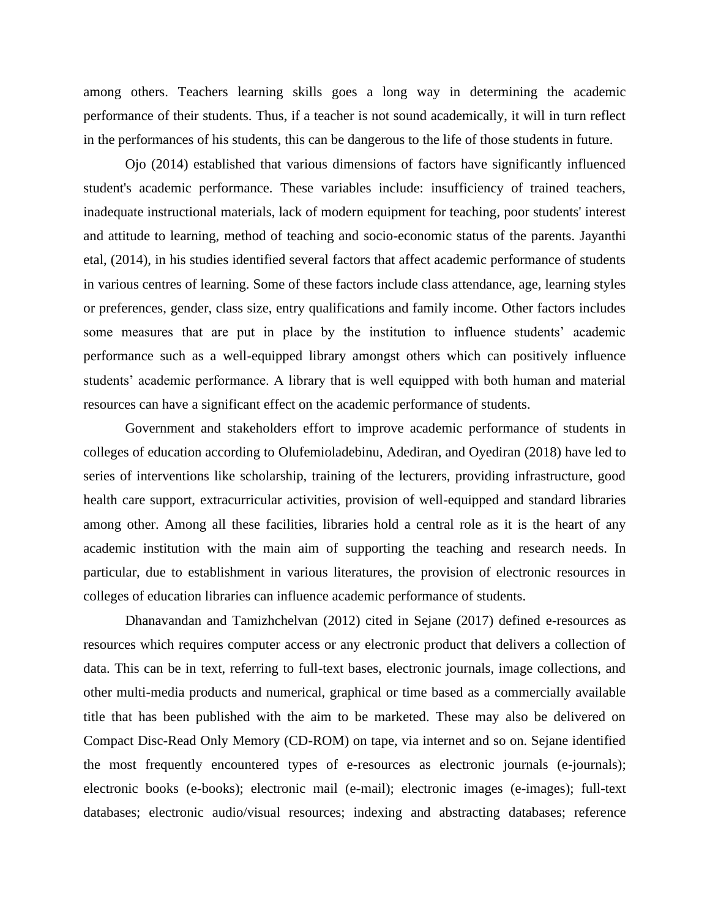among others. Teachers learning skills goes a long way in determining the academic performance of their students. Thus, if a teacher is not sound academically, it will in turn reflect in the performances of his students, this can be dangerous to the life of those students in future.

Ojo (2014) established that various dimensions of factors have significantly influenced student's academic performance. These variables include: insufficiency of trained teachers, inadequate instructional materials, lack of modern equipment for teaching, poor students' interest and attitude to learning, method of teaching and socio-economic status of the parents. Jayanthi etal, (2014), in his studies identified several factors that affect academic performance of students in various centres of learning. Some of these factors include class attendance, age, learning styles or preferences, gender, class size, entry qualifications and family income. Other factors includes some measures that are put in place by the institution to influence students' academic performance such as a well-equipped library amongst others which can positively influence students' academic performance. A library that is well equipped with both human and material resources can have a significant effect on the academic performance of students.

Government and stakeholders effort to improve academic performance of students in colleges of education according to Olufemioladebinu, Adediran, and Oyediran (2018) have led to series of interventions like scholarship, training of the lecturers, providing infrastructure, good health care support, extracurricular activities, provision of well-equipped and standard libraries among other. Among all these facilities, libraries hold a central role as it is the heart of any academic institution with the main aim of supporting the teaching and research needs. In particular, due to establishment in various literatures, the provision of electronic resources in colleges of education libraries can influence academic performance of students.

Dhanavandan and Tamizhchelvan (2012) cited in Sejane (2017) defined e-resources as resources which requires computer access or any electronic product that delivers a collection of data. This can be in text, referring to full-text bases, electronic journals, image collections, and other multi-media products and numerical, graphical or time based as a commercially available title that has been published with the aim to be marketed. These may also be delivered on Compact Disc-Read Only Memory (CD-ROM) on tape, via internet and so on. Sejane identified the most frequently encountered types of e-resources as electronic journals (e-journals); electronic books (e-books); electronic mail (e-mail); electronic images (e-images); full-text databases; electronic audio/visual resources; indexing and abstracting databases; reference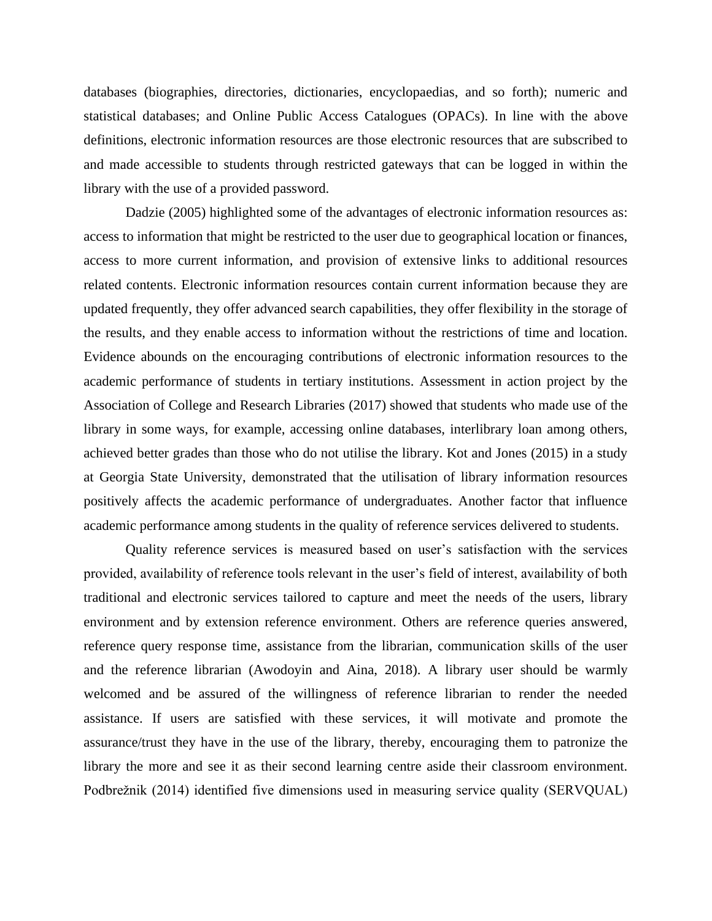databases (biographies, directories, dictionaries, encyclopaedias, and so forth); numeric and statistical databases; and Online Public Access Catalogues (OPACs). In line with the above definitions, electronic information resources are those electronic resources that are subscribed to and made accessible to students through restricted gateways that can be logged in within the library with the use of a provided password.

Dadzie (2005) highlighted some of the advantages of electronic information resources as: access to information that might be restricted to the user due to geographical location or finances, access to more current information, and provision of extensive links to additional resources related contents. Electronic information resources contain current information because they are updated frequently, they offer advanced search capabilities, they offer flexibility in the storage of the results, and they enable access to information without the restrictions of time and location. Evidence abounds on the encouraging contributions of electronic information resources to the academic performance of students in tertiary institutions. Assessment in action project by the Association of College and Research Libraries (2017) showed that students who made use of the library in some ways, for example, accessing online databases, interlibrary loan among others, achieved better grades than those who do not utilise the library. Kot and Jones (2015) in a study at Georgia State University, demonstrated that the utilisation of library information resources positively affects the academic performance of undergraduates. Another factor that influence academic performance among students in the quality of reference services delivered to students.

Quality reference services is measured based on user's satisfaction with the services provided, availability of reference tools relevant in the user's field of interest, availability of both traditional and electronic services tailored to capture and meet the needs of the users, library environment and by extension reference environment. Others are reference queries answered, reference query response time, assistance from the librarian, communication skills of the user and the reference librarian (Awodoyin and Aina, 2018). A library user should be warmly welcomed and be assured of the willingness of reference librarian to render the needed assistance. If users are satisfied with these services, it will motivate and promote the assurance/trust they have in the use of the library, thereby, encouraging them to patronize the library the more and see it as their second learning centre aside their classroom environment. Podbrežnik (2014) identified five dimensions used in measuring service quality (SERVQUAL)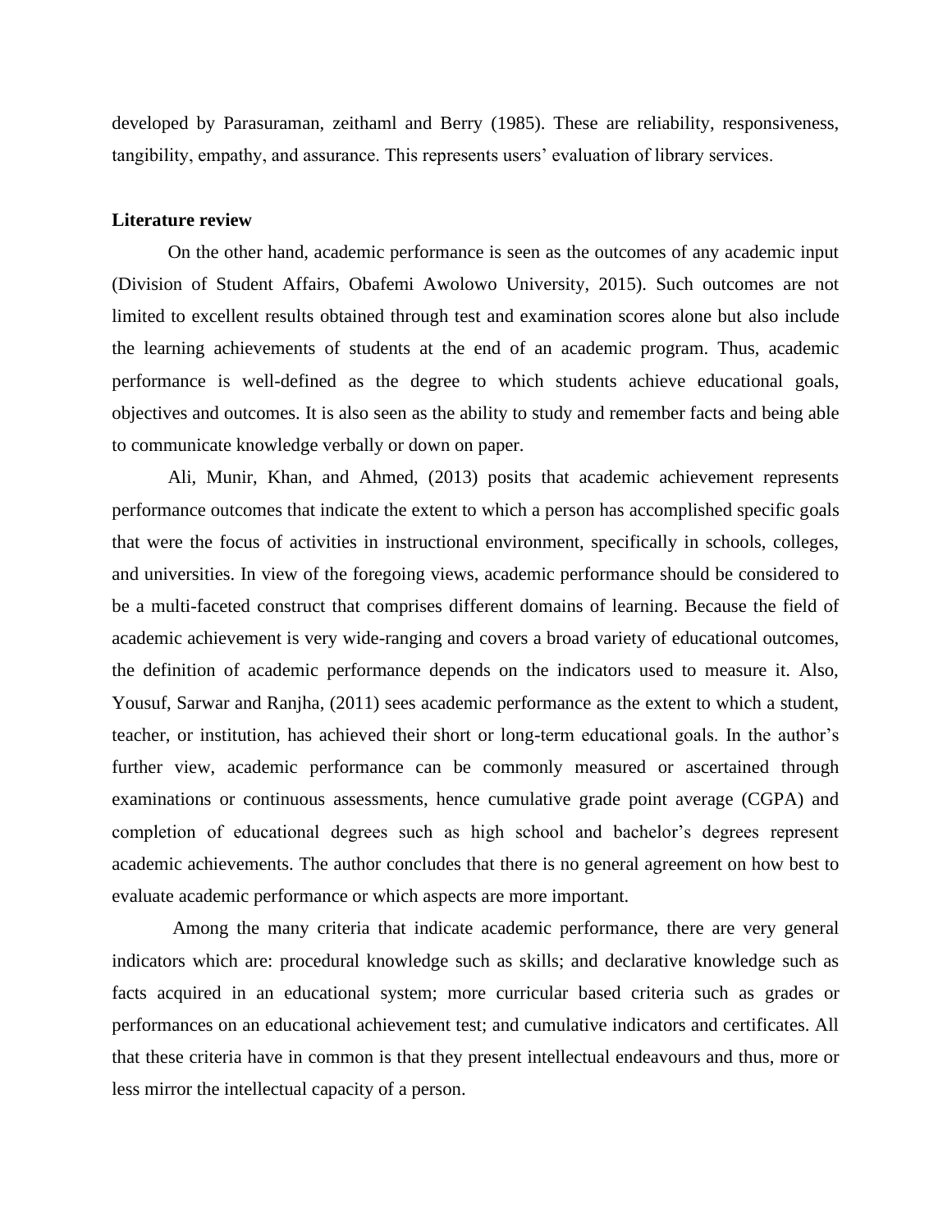developed by Parasuraman, zeithaml and Berry (1985). These are reliability, responsiveness, tangibility, empathy, and assurance. This represents users' evaluation of library services.

**Literature review**

On the other hand, academic performance is seen as the outcomes of any academic input (Division of Student Affairs, Obafemi Awolowo University, 2015). Such outcomes are not limited to excellent results obtained through test and examination scores alone but also include the learning achievements of students at the end of an academic program. Thus, academic performance is well-defined as the degree to which students achieve educational goals, objectives and outcomes. It is also seen as the ability to study and remember facts and being able to communicate knowledge verbally or down on paper.

Ali, Munir, Khan, and Ahmed, (2013) posits that academic achievement represents performance outcomes that indicate the extent to which a person has accomplished specific goals that were the focus of activities in instructional environment, specifically in schools, colleges, and universities. In view of the foregoing views, academic performance should be considered to be a multi-faceted construct that comprises different domains of learning. Because the field of academic achievement is very wide-ranging and covers a broad variety of educational outcomes, the definition of academic performance depends on the indicators used to measure it. Also, Yousuf, Sarwar and Ranjha, (2011) sees academic performance as the extent to which a student, teacher, or institution, has achieved their short or long-term educational goals. In the author's further view, academic performance can be commonly measured or ascertained through examinations or continuous assessments, hence cumulative grade point average (CGPA) and completion of educational degrees such as high school and bachelor's degrees represent academic achievements. The author concludes that there is no general agreement on how best to evaluate academic performance or which aspects are more important.

Among the many criteria that indicate academic performance, there are very general indicators which are: procedural knowledge such as skills; and declarative knowledge such as facts acquired in an educational system; more curricular based criteria such as grades or performances on an educational achievement test; and cumulative indicators and certificates. All that these criteria have in common is that they present intellectual endeavours and thus, more or less mirror the intellectual capacity of a person.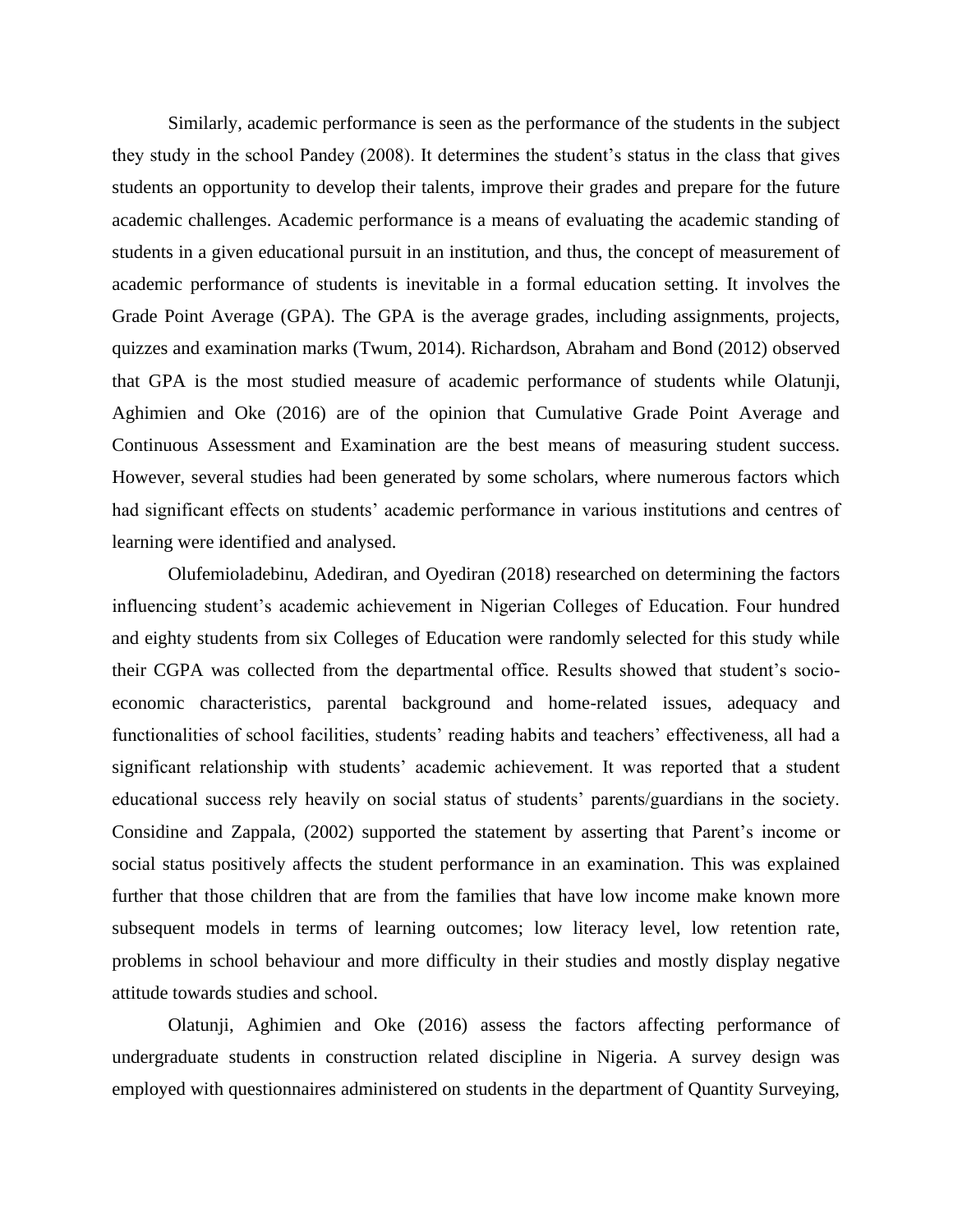Similarly, academic performance is seen as the performance of the students in the subject they study in the school Pandey (2008). It determines the student's status in the class that gives students an opportunity to develop their talents, improve their grades and prepare for the future academic challenges. Academic performance is a means of evaluating the academic standing of students in a given educational pursuit in an institution, and thus, the concept of measurement of academic performance of students is inevitable in a formal education setting. It involves the Grade Point Average (GPA). The GPA is the average grades, including assignments, projects, quizzes and examination marks (Twum, 2014). Richardson, Abraham and Bond (2012) observed that GPA is the most studied measure of academic performance of students while Olatunji, Aghimien and Oke (2016) are of the opinion that Cumulative Grade Point Average and Continuous Assessment and Examination are the best means of measuring student success. However, several studies had been generated by some scholars, where numerous factors which had significant effects on students' academic performance in various institutions and centres of learning were identified and analysed.

Olufemioladebinu, Adediran, and Oyediran (2018) researched on determining the factors influencing student's academic achievement in Nigerian Colleges of Education. Four hundred and eighty students from six Colleges of Education were randomly selected for this study while their CGPA was collected from the departmental office. Results showed that student's socio-economic characteristics, parental background and home-related issues, adequacy and functionalities of school facilities, students' reading habits and teachers' effectiveness, all had a significant relationship with students' academic achievement. It was reported that a student educational success rely heavily on social status of students' parents/guardians in the society. Considine and Zappala, (2002) supported the statement by asserting that Parent's income or social status positively affects the student performance in an examination. This was explained further that those children that are from the families that have low income make known more subsequent models in terms of learning outcomes; low literacy level, low retention rate, problems in school behaviour and more difficulty in their studies and mostly display negative attitude towards studies and school.

Olatunji, Aghimien and Oke (2016) assess the factors affecting performance of undergraduate students in construction related discipline in Nigeria. A survey design was employed with questionnaires administered on students in the department of Quantity Surveying,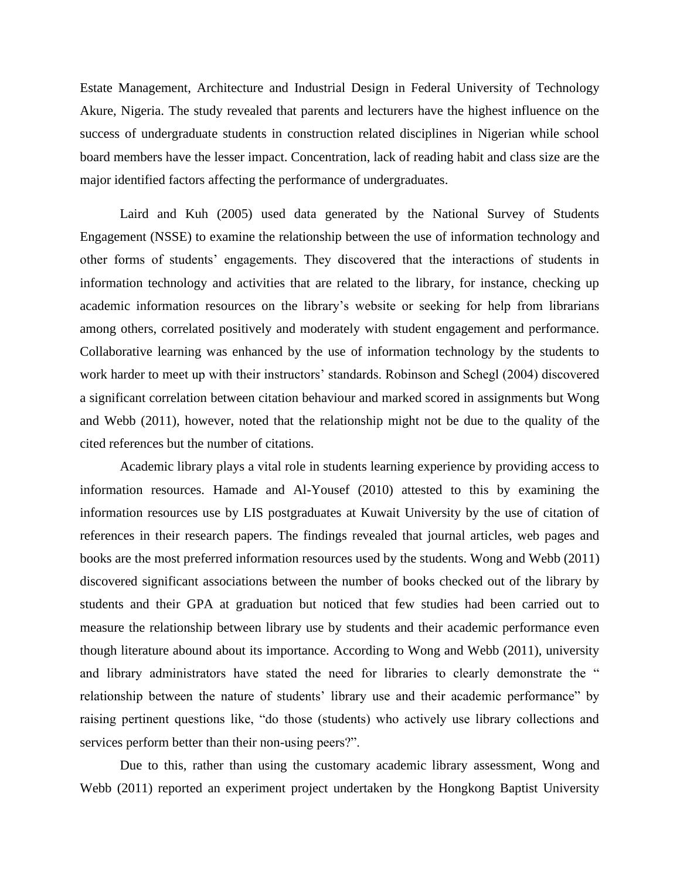Estate Management, Architecture and Industrial Design in Federal University of Technology Akure, Nigeria. The study revealed that parents and lecturers have the highest influence on the success of undergraduate students in construction related disciplines in Nigerian while school board members have the lesser impact. Concentration, lack of reading habit and class size are the major identified factors affecting the performance of undergraduates.

Laird and Kuh (2005) used data generated by the National Survey of Students Engagement (NSSE) to examine the relationship between the use of information technology and other forms of students' engagements. They discovered that the interactions of students in information technology and activities that are related to the library, for instance, checking up academic information resources on the library's website or seeking for help from librarians among others, correlated positively and moderately with student engagement and performance. Collaborative learning was enhanced by the use of information technology by the students to work harder to meet up with their instructors' standards. Robinson and Schegl (2004) discovered a significant correlation between citation behaviour and marked scored in assignments but Wong and Webb (2011), however, noted that the relationship might not be due to the quality of the cited references but the number of citations.

Academic library plays a vital role in students learning experience by providing access to information resources. Hamade and Al-Yousef (2010) attested to this by examining the information resources use by LIS postgraduates at Kuwait University by the use of citation of references in their research papers. The findings revealed that journal articles, web pages and books are the most preferred information resources used by the students. Wong and Webb (2011) discovered significant associations between the number of books checked out of the library by students and their GPA at graduation but noticed that few studies had been carried out to measure the relationship between library use by students and their academic performance even though literature abound about its importance. According to Wong and Webb (2011), university and library administrators have stated the need for libraries to clearly demonstrate the " relationship between the nature of students' library use and their academic performance" by raising pertinent questions like, "do those (students) who actively use library collections and services perform better than their non-using peers?".

Due to this, rather than using the customary academic library assessment, Wong and Webb (2011) reported an experiment project undertaken by the Hongkong Baptist University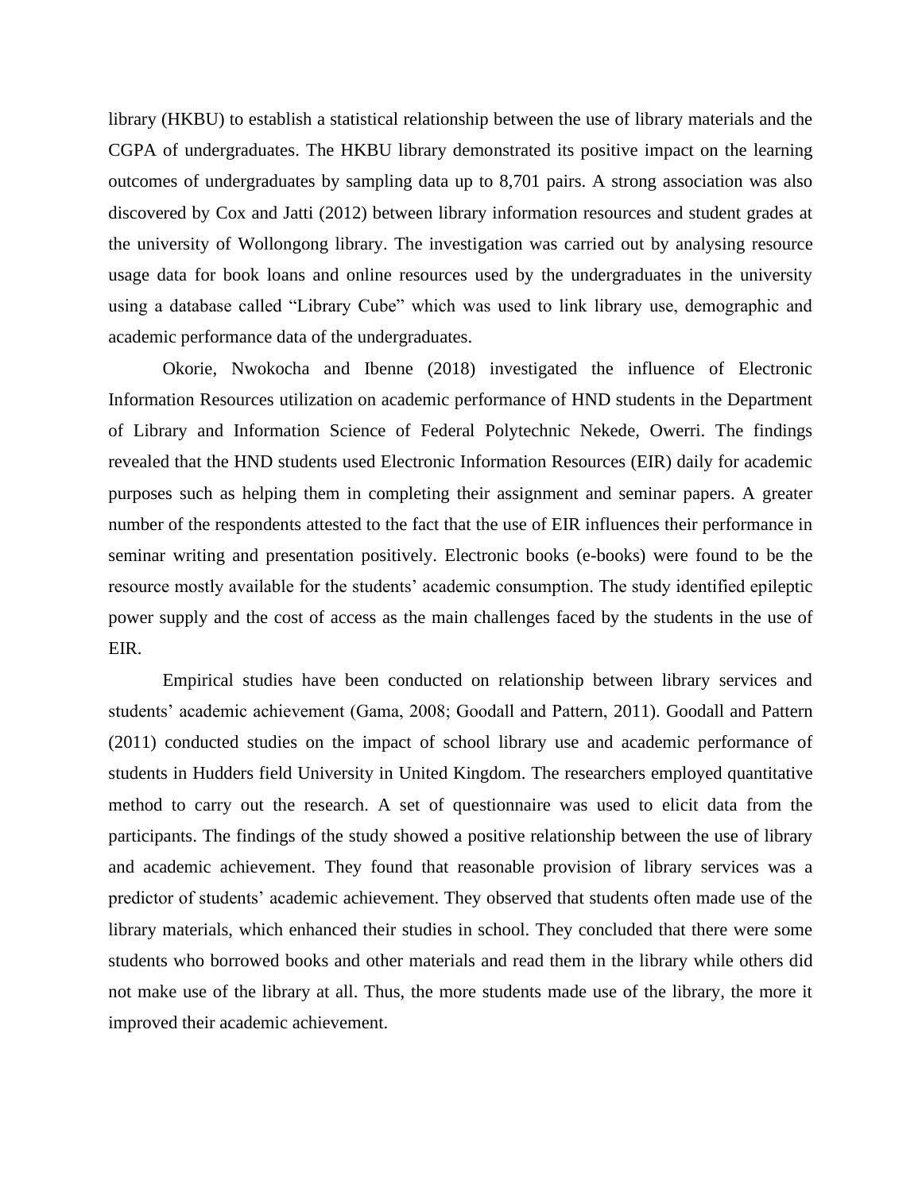library (HKBU) to establish a statistical relationship between the use of library materials and the CGPA of undergraduates. The HKBU library demonstrated its positive impact on the learning outcomes of undergraduates by sampling data up to 8,701 pairs. A strong association was also discovered by Cox and Jatti (2012) between library information resources and student grades at the university of Wollongong library. The investigation was carried out by analysing resource usage data for book loans and online resources used by the undergraduates in the university using a database called "Library Cube" which was used to link library use, demographic and academic performance data of the undergraduates.

Okorie, Nwokocha and Ibenne (2018) investigated the influence of Electronic Information Resources utilization on academic performance of HND students in the Department of Library and Information Science of Federal Polytechnic Nekede, Owerri. The findings revealed that the HND students used Electronic Information Resources (EIR) daily for academic purposes such as helping them in completing their assignment and seminar papers. A greater number of the respondents attested to the fact that the use of EIR influences their performance in seminar writing and presentation positively. Electronic books (e-books) were found to be the resource mostly available for the students' academic consumption. The study identified epileptic power supply and the cost of access as the main challenges faced by the students in the use of EIR.

Empirical studies have been conducted on relationship between library services and students' academic achievement (Gama, 2008; Goodall and Pattern, 2011). Goodall and Pattern (2011) conducted studies on the impact of school library use and academic performance of students in Hudders field University in United Kingdom. The researchers employed quantitative method to carry out the research. A set of questionnaire was used to elicit data from the participants. The findings of the study showed a positive relationship between the use of library and academic achievement. They found that reasonable provision of library services was a predictor of students' academic achievement. They observed that students often made use of the library materials, which enhanced their studies in school. They concluded that there were some students who borrowed books and other materials and read them in the library while others did not make use of the library at all. Thus, the more students made use of the library, the more it improved their academic achievement.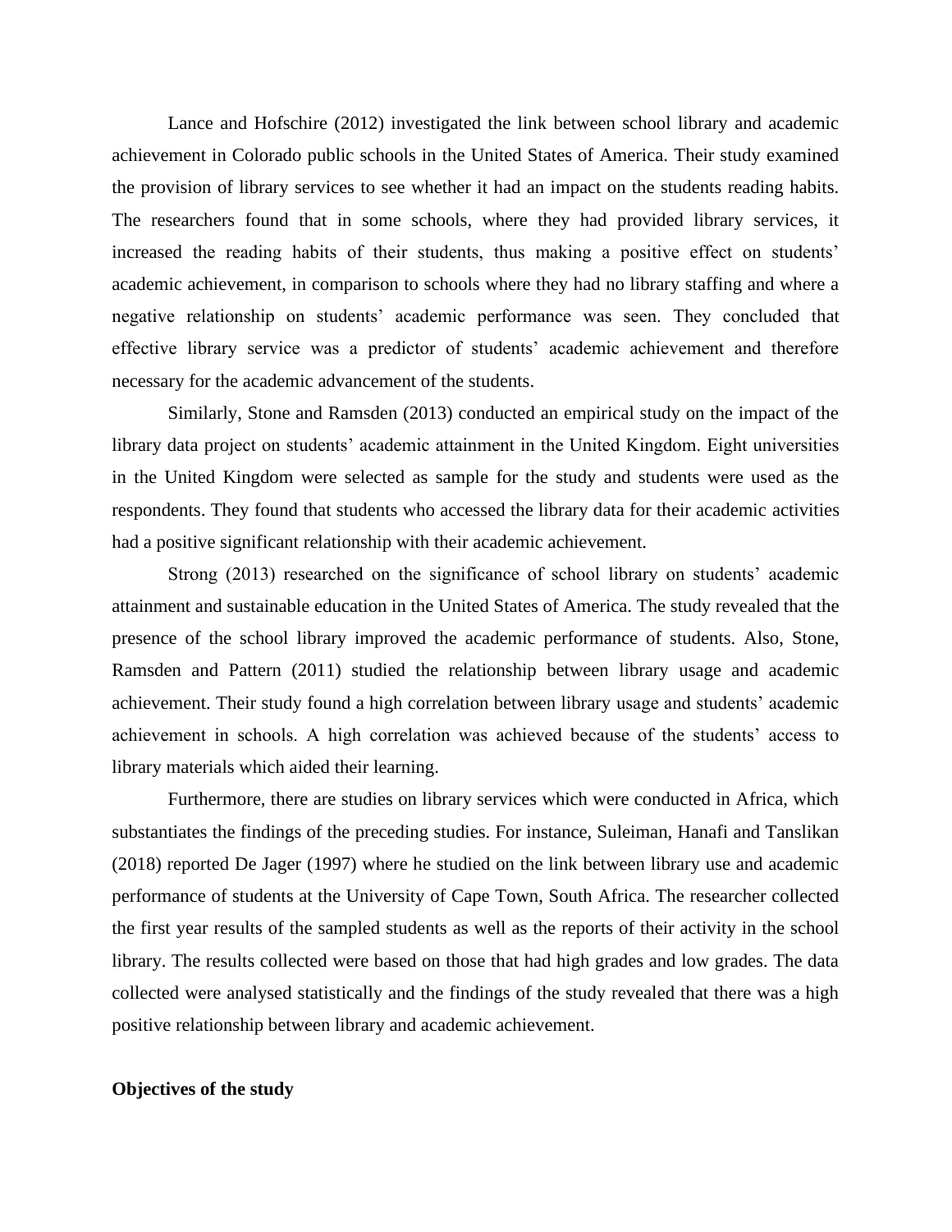Lance and Hofschire (2012) investigated the link between school library and academic achievement in Colorado public schools in the United States of America. Their study examined the provision of library services to see whether it had an impact on the students reading habits. The researchers found that in some schools, where they had provided library services, it increased the reading habits of their students, thus making a positive effect on students' academic achievement, in comparison to schools where they had no library staffing and where a negative relationship on students' academic performance was seen. They concluded that effective library service was a predictor of students' academic achievement and therefore necessary for the academic advancement of the students.

Similarly, Stone and Ramsden (2013) conducted an empirical study on the impact of the library data project on students' academic attainment in the United Kingdom. Eight universities in the United Kingdom were selected as sample for the study and students were used as the respondents. They found that students who accessed the library data for their academic activities had a positive significant relationship with their academic achievement.

Strong (2013) researched on the significance of school library on students' academic attainment and sustainable education in the United States of America. The study revealed that the presence of the school library improved the academic performance of students. Also, Stone, Ramsden and Pattern (2011) studied the relationship between library usage and academic achievement. Their study found a high correlation between library usage and students' academic achievement in schools. A high correlation was achieved because of the students' access to library materials which aided their learning.

Furthermore, there are studies on library services which were conducted in Africa, which substantiates the findings of the preceding studies. For instance, Suleiman, Hanafi and Tanslikan (2018) reported De Jager (1997) where he studied on the link between library use and academic performance of students at the University of Cape Town, South Africa. The researcher collected the first year results of the sampled students as well as the reports of their activity in the school library. The results collected were based on those that had high grades and low grades. The data collected were analysed statistically and the findings of the study revealed that there was a high positive relationship between library and academic achievement.

**Objectives of the study**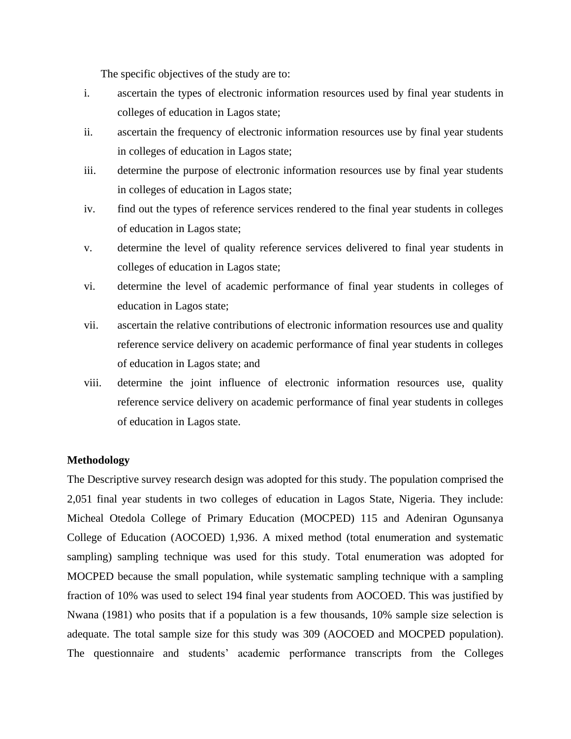The specific objectives of the study are to:

i. ascertain the types of electronic information resources used by final year students in colleges of education in Lagos state;
ii. ascertain the frequency of electronic information resources use by final year students in colleges of education in Lagos state;
iii. determine the purpose of electronic information resources use by final year students in colleges of education in Lagos state;
iv. find out the types of reference services rendered to the final year students in colleges of education in Lagos state;
v. determine the level of quality reference services delivered to final year students in colleges of education in Lagos state;
vi. determine the level of academic performance of final year students in colleges of education in Lagos state;
vii. ascertain the relative contributions of electronic information resources use and quality reference service delivery on academic performance of final year students in colleges of education in Lagos state; and
viii. determine the joint influence of electronic information resources use, quality reference service delivery on academic performance of final year students in colleges of education in Lagos state.

**Methodology**

The Descriptive survey research design was adopted for this study. The population comprised the 2,051 final year students in two colleges of education in Lagos State, Nigeria. They include: Micheal Otedola College of Primary Education (MOCPED) 115 and Adeniran Ogunsanya College of Education (AOCOED) 1,936. A mixed method (total enumeration and systematic sampling) sampling technique was used for this study. Total enumeration was adopted for MOCPED because the small population, while systematic sampling technique with a sampling fraction of 10% was used to select 194 final year students from AOCOED. This was justified by Nwana (1981) who posits that if a population is a few thousands, 10% sample size selection is adequate. The total sample size for this study was 309 (AOCOED and MOCPED population). The questionnaire and students' academic performance transcripts from the Colleges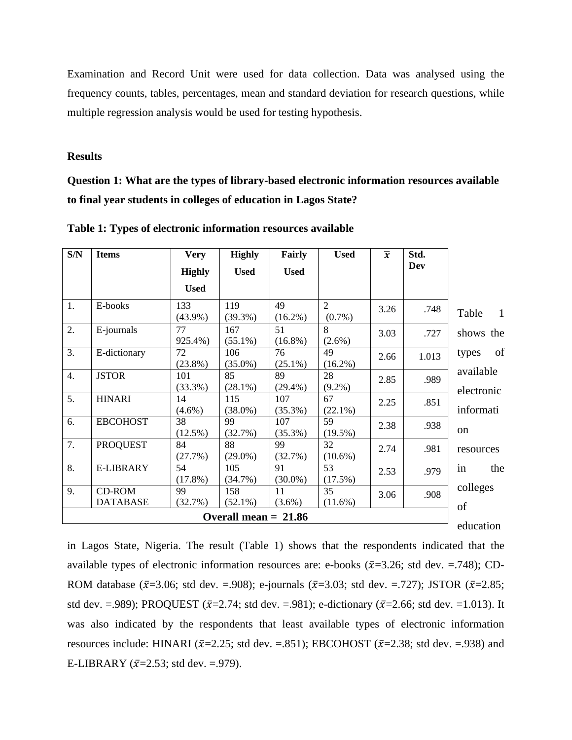Examination and Record Unit were used for data collection. Data was analysed using the frequency counts, tables, percentages, mean and standard deviation for research questions, while multiple regression analysis would be used for testing hypothesis.

**Results**

**Question 1: What are the types of library-based electronic information resources available to final year students in colleges of education in Lagos State?**

**Table 1: Types of electronic information resources available**

| S/N | Items | Very Highly Used | Highly Used | Fairly Used | Used | $\bar{x}$ | Std. Dev |
|---|---|---|---|---|---|---|---|
| 1. | E-books | 133 (43.9%) | 119 (39.3%) | 49 (16.2%) | 2 (0.7%) | 3.26 | .748 |
| 2. | E-journals | 77 925.4%) | 167 (55.1%) | 51 (16.8%) | 8 (2.6%) | 3.03 | .727 |
| 3. | E-dictionary | 72 (23.8%) | 106 (35.0%) | 76 (25.1%) | 49 (16.2%) | 2.66 | 1.013 |
| 4. | JSTOR | 101 (33.3%) | 85 (28.1%) | 89 (29.4%) | 28 (9.2%) | 2.85 | .989 |
| 5. | HINARI | 14 (4.6%) | 115 (38.0%) | 107 (35.3%) | 67 (22.1%) | 2.25 | .851 |
| 6. | EBCOHOST | 38 (12.5%) | 99 (32.7%) | 107 (35.3%) | 59 (19.5%) | 2.38 | .938 |
| 7. | PROQUEST | 84 (27.7%) | 88 (29.0%) | 99 (32.7%) | 32 (10.6%) | 2.74 | .981 |
| 8. | E-LIBRARY | 54 (17.8%) | 105 (34.7%) | 91 (30.0%) | 53 (17.5%) | 2.53 | .979 |
| 9. | CD-ROM DATABASE | 99 (32.7%) | 158 (52.1%) | 11 (3.6%) | 35 (11.6%) | 3.06 | .908 |
| **Overall mean = 21.86** | | | | | | | |

Table 1 shows the types of available electronic information resources in the colleges of education in Lagos State, Nigeria. The result (Table 1) shows that the respondents indicated that the available types of electronic information resources are: e-books ($\bar{x}$=3.26; std dev. =.748); CD-ROM database ($\bar{x}$=3.06; std dev. =.908); e-journals ($\bar{x}$=3.03; std dev. =.727); JSTOR ($\bar{x}$=2.85; std dev. =.989); PROQUEST ($\bar{x}$=2.74; std dev. =.981); e-dictionary ($\bar{x}$=2.66; std dev. =1.013). It was also indicated by the respondents that least available types of electronic information resources include: HINARI ($\bar{x}$=2.25; std dev. =.851); EBCOHOST ($\bar{x}$=2.38; std dev. =.938) and E-LIBRARY ($\bar{x}$=2.53; std dev. =.979).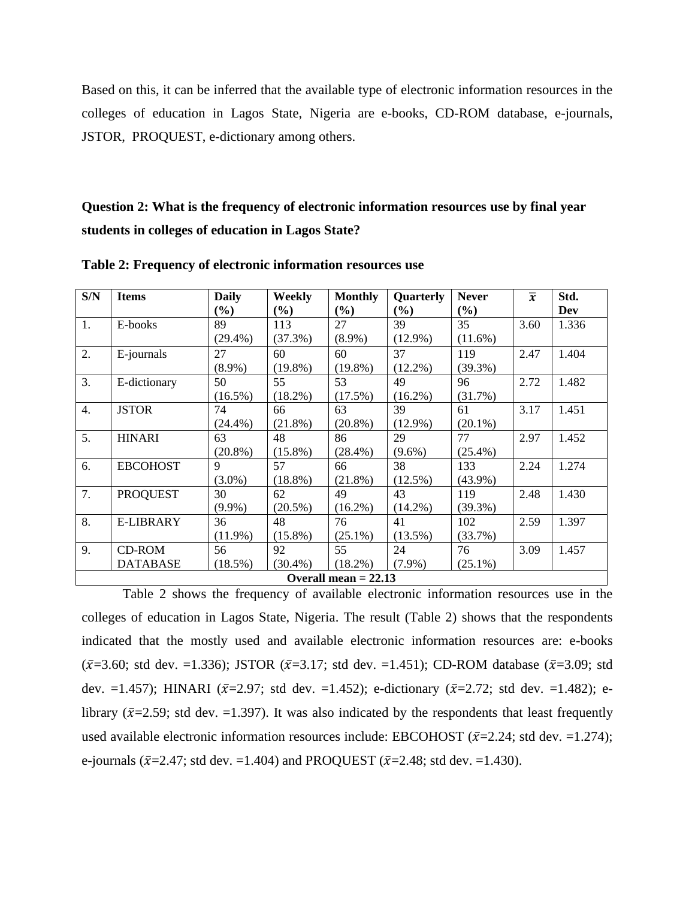Based on this, it can be inferred that the available type of electronic information resources in the colleges of education in Lagos State, Nigeria are e-books, CD-ROM database, e-journals, JSTOR, PROQUEST, e-dictionary among others.

**Question 2: What is the frequency of electronic information resources use by final year students in colleges of education in Lagos State?**

**Table 2: Frequency of electronic information resources use**

| S/N | Items | Daily (%) | Weekly (%) | Monthly (%) | Quarterly (%) | Never (%) | $\bar{x}$ | Std. Dev |
|---|---|---|---|---|---|---|---|---|
| 1. | E-books | 89 (29.4%) | 113 (37.3%) | 27 (8.9%) | 39 (12.9%) | 35 (11.6%) | 3.60 | 1.336 |
| 2. | E-journals | 27 (8.9%) | 60 (19.8%) | 60 (19.8%) | 37 (12.2%) | 119 (39.3%) | 2.47 | 1.404 |
| 3. | E-dictionary | 50 (16.5%) | 55 (18.2%) | 53 (17.5%) | 49 (16.2%) | 96 (31.7%) | 2.72 | 1.482 |
| 4. | JSTOR | 74 (24.4%) | 66 (21.8%) | 63 (20.8%) | 39 (12.9%) | 61 (20.1%) | 3.17 | 1.451 |
| 5. | HINARI | 63 (20.8%) | 48 (15.8%) | 86 (28.4%) | 29 (9.6%) | 77 (25.4%) | 2.97 | 1.452 |
| 6. | EBCOHOST | 9 (3.0%) | 57 (18.8%) | 66 (21.8%) | 38 (12.5%) | 133 (43.9%) | 2.24 | 1.274 |
| 7. | PROQUEST | 30 (9.9%) | 62 (20.5%) | 49 (16.2%) | 43 (14.2%) | 119 (39.3%) | 2.48 | 1.430 |
| 8. | E-LIBRARY | 36 (11.9%) | 48 (15.8%) | 76 (25.1%) | 41 (13.5%) | 102 (33.7%) | 2.59 | 1.397 |
| 9. | CD-ROM DATABASE | 56 (18.5%) | 92 (30.4%) | 55 (18.2%) | 24 (7.9%) | 76 (25.1%) | 3.09 | 1.457 |
| **Overall mean = 22.13** | | | | | | | | |

Table 2 shows the frequency of available electronic information resources use in the colleges of education in Lagos State, Nigeria. The result (Table 2) shows that the respondents indicated that the mostly used and available electronic information resources are: e-books ($\bar{x}$=3.60; std dev. =1.336); JSTOR ($\bar{x}$=3.17; std dev. =1.451); CD-ROM database ($\bar{x}$=3.09; std dev. =1.457); HINARI ($\bar{x}$=2.97; std dev. =1.452); e-dictionary ($\bar{x}$=2.72; std dev. =1.482); e-library ($\bar{x}$=2.59; std dev. =1.397). It was also indicated by the respondents that least frequently used available electronic information resources include: EBCOHOST ($\bar{x}$=2.24; std dev. =1.274); e-journals ($\bar{x}$=2.47; std dev. =1.404) and PROQUEST ($\bar{x}$=2.48; std dev. =1.430).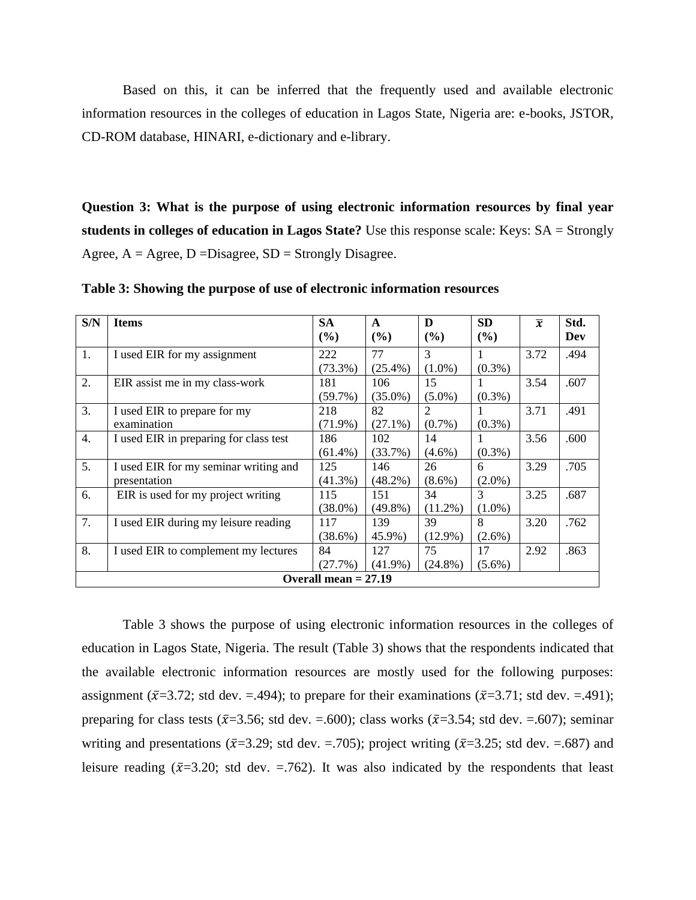Based on this, it can be inferred that the frequently used and available electronic information resources in the colleges of education in Lagos State, Nigeria are: e-books, JSTOR, CD-ROM database, HINARI, e-dictionary and e-library.

**Question 3: What is the purpose of using electronic information resources by final year students in colleges of education in Lagos State?** Use this response scale: Keys: SA = Strongly Agree, A = Agree, D =Disagree, SD = Strongly Disagree.

**Table 3: Showing the purpose of use of electronic information resources**

| S/N | Items | SA (%) | A (%) | D (%) | SD (%) | $\bar{x}$ | Std. Dev |
|---|---|---|---|---|---|---|---|
| 1. | I used EIR for my assignment | 222 (73.3%) | 77 (25.4%) | 3 (1.0%) | 1 (0.3%) | 3.72 | .494 |
| 2. | EIR assist me in my class-work | 181 (59.7%) | 106 (35.0%) | 15 (5.0%) | 1 (0.3%) | 3.54 | .607 |
| 3. | I used EIR to prepare for my examination | 218 (71.9%) | 82 (27.1%) | 2 (0.7%) | 1 (0.3%) | 3.71 | .491 |
| 4. | I used EIR in preparing for class test | 186 (61.4%) | 102 (33.7%) | 14 (4.6%) | 1 (0.3%) | 3.56 | .600 |
| 5. | I used EIR for my seminar writing and presentation | 125 (41.3%) | 146 (48.2%) | 26 (8.6%) | 6 (2.0%) | 3.29 | .705 |
| 6. | EIR is used for my project writing | 115 (38.0%) | 151 (49.8%) | 34 (11.2%) | 3 (1.0%) | 3.25 | .687 |
| 7. | I used EIR during my leisure reading | 117 (38.6%) | 139 45.9%) | 39 (12.9%) | 8 (2.6%) | 3.20 | .762 |
| 8. | I used EIR to complement my lectures | 84 (27.7%) | 127 (41.9%) | 75 (24.8%) | 17 (5.6%) | 2.92 | .863 |
| **Overall mean = 27.19** | | | | | | | |

Table 3 shows the purpose of using electronic information resources in the colleges of education in Lagos State, Nigeria. The result (Table 3) shows that the respondents indicated that the available electronic information resources are mostly used for the following purposes: assignment ($\bar{x}$=3.72; std dev. =.494); to prepare for their examinations ($\bar{x}$=3.71; std dev. =.491); preparing for class tests ($\bar{x}$=3.56; std dev. =.600); class works ($\bar{x}$=3.54; std dev. =.607); seminar writing and presentations ($\bar{x}$=3.29; std dev. =.705); project writing ($\bar{x}$=3.25; std dev. =.687) and leisure reading ($\bar{x}$=3.20; std dev. =.762). It was also indicated by the respondents that least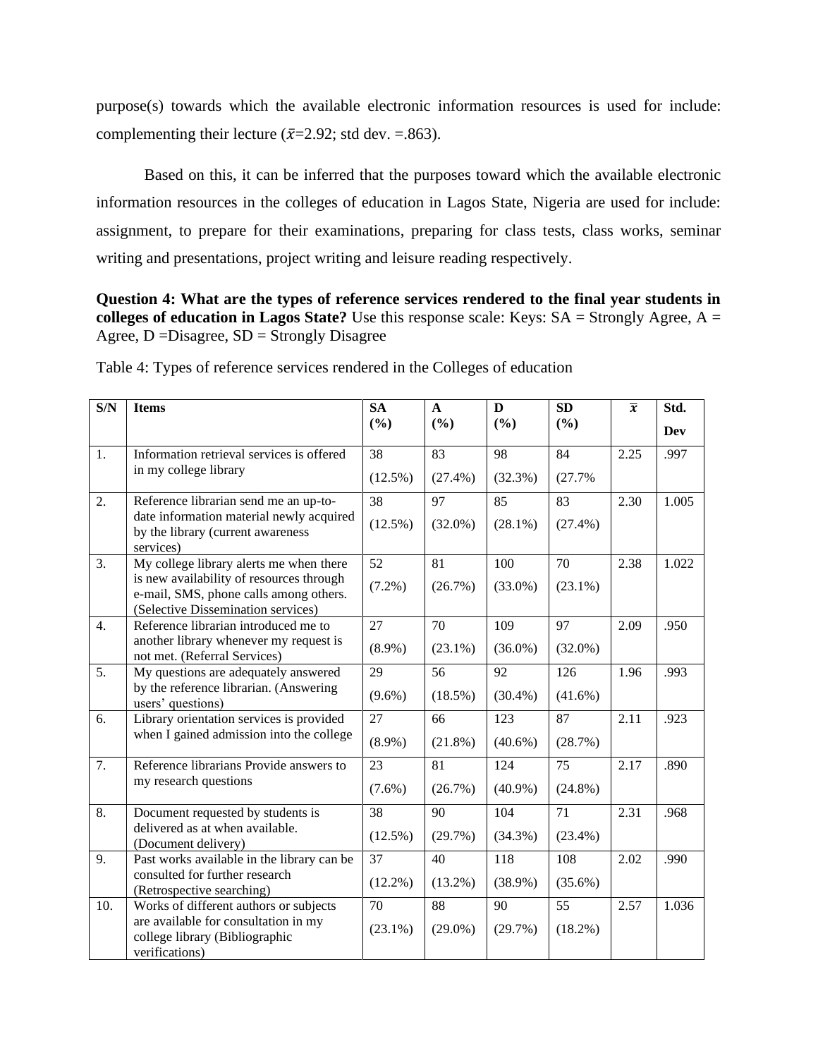purpose(s) towards which the available electronic information resources is used for include: complementing their lecture ($\bar{x}$=2.92; std dev. =.863).

Based on this, it can be inferred that the purposes toward which the available electronic information resources in the colleges of education in Lagos State, Nigeria are used for include: assignment, to prepare for their examinations, preparing for class tests, class works, seminar writing and presentations, project writing and leisure reading respectively.

**Question 4: What are the types of reference services rendered to the final year students in colleges of education in Lagos State?** Use this response scale: Keys: SA = Strongly Agree, A = Agree, D =Disagree, SD = Strongly Disagree

Table 4: Types of reference services rendered in the Colleges of education

| S/N | Items | SA (%) | A (%) | D (%) | SD (%) | $\bar{x}$ | Std. Dev |
|---|---|---|---|---|---|---|---|
| 1. | Information retrieval services is offered in my college library | 38 (12.5%) | 83 (27.4%) | 98 (32.3%) | 84 (27.7% | 2.25 | .997 |
| 2. | Reference librarian send me an up-to-date information material newly acquired by the library (current awareness services) | 38 (12.5%) | 97 (32.0%) | 85 (28.1%) | 83 (27.4%) | 2.30 | 1.005 |
| 3. | My college library alerts me when there is new availability of resources through e-mail, SMS, phone calls among others. (Selective Dissemination services) | 52 (7.2%) | 81 (26.7%) | 100 (33.0%) | 70 (23.1%) | 2.38 | 1.022 |
| 4. | Reference librarian introduced me to another library whenever my request is not met. (Referral Services) | 27 (8.9%) | 70 (23.1%) | 109 (36.0%) | 97 (32.0%) | 2.09 | .950 |
| 5. | My questions are adequately answered by the reference librarian. (Answering users' questions) | 29 (9.6%) | 56 (18.5%) | 92 (30.4%) | 126 (41.6%) | 1.96 | .993 |
| 6. | Library orientation services is provided when I gained admission into the college | 27 (8.9%) | 66 (21.8%) | 123 (40.6%) | 87 (28.7%) | 2.11 | .923 |
| 7. | Reference librarians Provide answers to my research questions | 23 (7.6%) | 81 (26.7%) | 124 (40.9%) | 75 (24.8%) | 2.17 | .890 |
| 8. | Document requested by students is delivered as at when available. (Document delivery) | 38 (12.5%) | 90 (29.7%) | 104 (34.3%) | 71 (23.4%) | 2.31 | .968 |
| 9. | Past works available in the library can be consulted for further research (Retrospective searching) | 37 (12.2%) | 40 (13.2%) | 118 (38.9%) | 108 (35.6%) | 2.02 | .990 |
| 10. | Works of different authors or subjects are available for consultation in my college library (Bibliographic verifications) | 70 (23.1%) | 88 (29.0%) | 90 (29.7%) | 55 (18.2%) | 2.57 | 1.036 |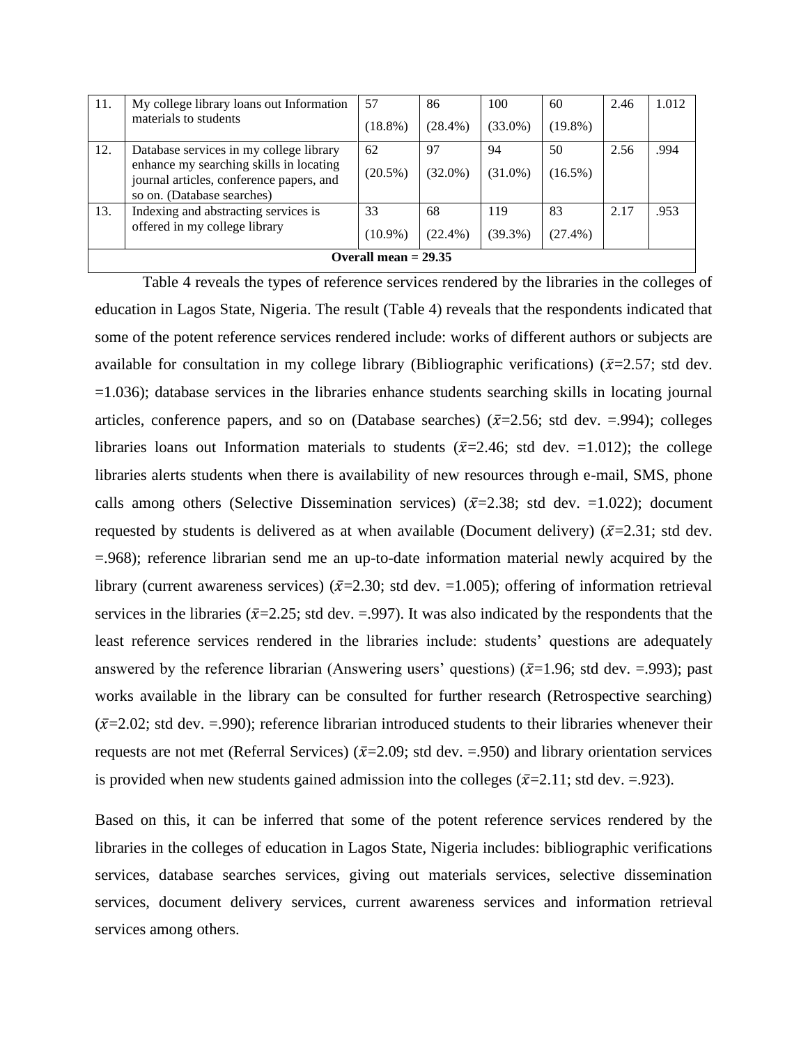| 11. | My college library loans out Information materials to students | 57<br>(18.8%) | 86<br>(28.4%) | 100<br>(33.0%) | 60<br>(19.8%) | 2.46 | 1.012 |
|---|---|---|---|---|---|---|---|
| 12. | Database services in my college library enhance my searching skills in locating journal articles, conference papers, and so on. (Database searches) | 62<br>(20.5%) | 97<br>(32.0%) | 94<br>(31.0%) | 50<br>(16.5%) | 2.56 | .994 |
| 13. | Indexing and abstracting services is offered in my college library | 33<br>(10.9%) | 68<br>(22.4%) | 119<br>(39.3%) | 83<br>(27.4%) | 2.17 | .953 |
| **Overall mean = 29.35** | | | | | | | |

Table 4 reveals the types of reference services rendered by the libraries in the colleges of education in Lagos State, Nigeria. The result (Table 4) reveals that the respondents indicated that some of the potent reference services rendered include: works of different authors or subjects are available for consultation in my college library (Bibliographic verifications) ($\bar{x}$=2.57; std dev. =1.036); database services in the libraries enhance students searching skills in locating journal articles, conference papers, and so on (Database searches) ($\bar{x}$=2.56; std dev. =.994); colleges libraries loans out Information materials to students ($\bar{x}$=2.46; std dev. =1.012); the college libraries alerts students when there is availability of new resources through e-mail, SMS, phone calls among others (Selective Dissemination services) ($\bar{x}$=2.38; std dev. =1.022); document requested by students is delivered as at when available (Document delivery) ($\bar{x}$=2.31; std dev. =.968); reference librarian send me an up-to-date information material newly acquired by the library (current awareness services) ($\bar{x}$=2.30; std dev. =1.005); offering of information retrieval services in the libraries ($\bar{x}$=2.25; std dev. =.997). It was also indicated by the respondents that the least reference services rendered in the libraries include: students' questions are adequately answered by the reference librarian (Answering users' questions) ($\bar{x}$=1.96; std dev. =.993); past works available in the library can be consulted for further research (Retrospective searching) ($\bar{x}$=2.02; std dev. =.990); reference librarian introduced students to their libraries whenever their requests are not met (Referral Services) ($\bar{x}$=2.09; std dev. =.950) and library orientation services is provided when new students gained admission into the colleges ($\bar{x}$=2.11; std dev. =.923).

Based on this, it can be inferred that some of the potent reference services rendered by the libraries in the colleges of education in Lagos State, Nigeria includes: bibliographic verifications services, database searches services, giving out materials services, selective dissemination services, document delivery services, current awareness services and information retrieval services among others.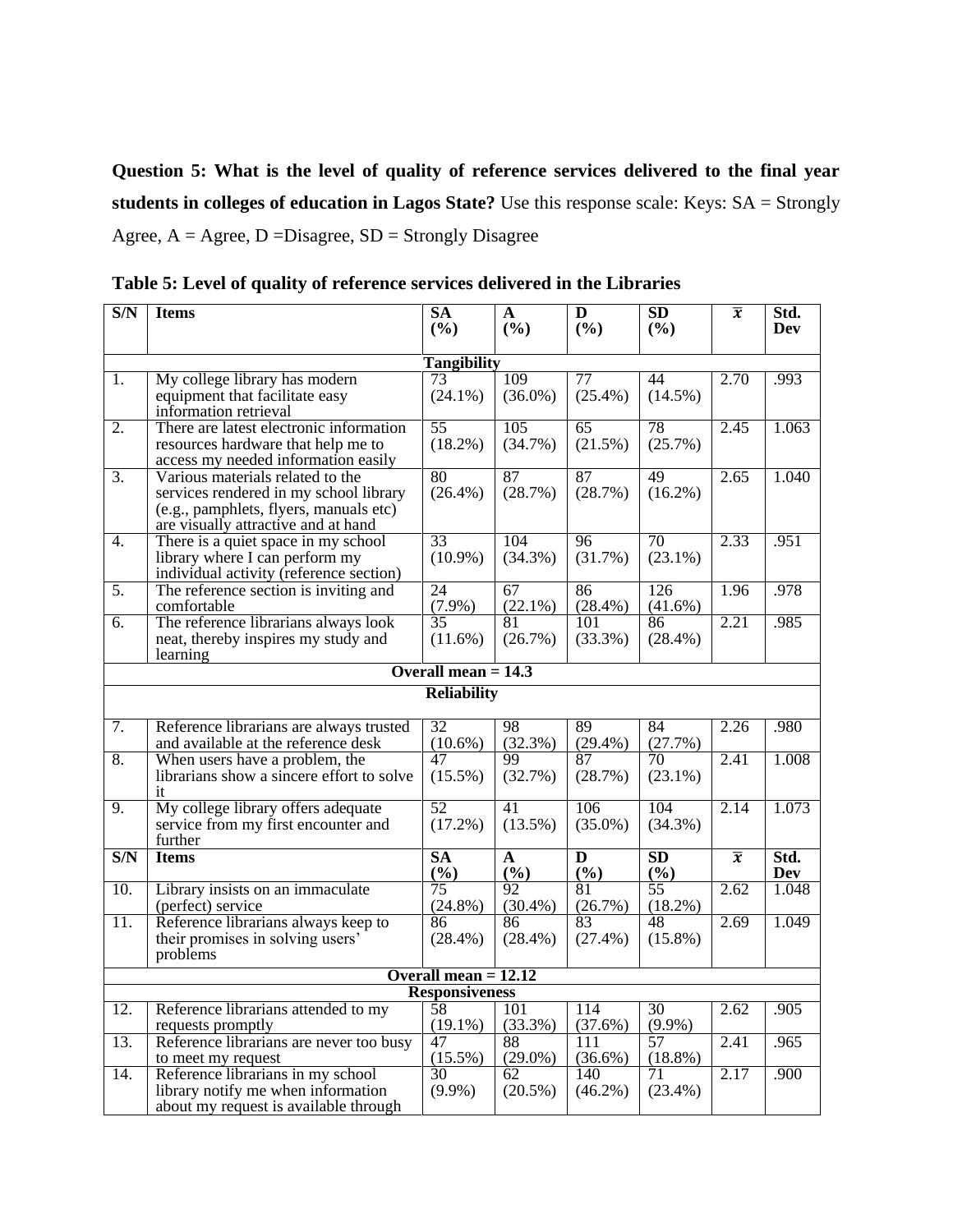**Question 5: What is the level of quality of reference services delivered to the final year students in colleges of education in Lagos State?** Use this response scale: Keys: SA = Strongly Agree, A = Agree, D =Disagree, SD = Strongly Disagree

**Table 5: Level of quality of reference services delivered in the Libraries**

| S/N | Items | SA (%) | A (%) | D (%) | SD (%) | $\bar{x}$ | Std. Dev |
|---|---|---|---|---|---|---|---|
| | **Tangibility** | | | | | | |
| 1. | My college library has modern equipment that facilitate easy information retrieval | 73 (24.1%) | 109 (36.0%) | 77 (25.4%) | 44 (14.5%) | 2.70 | .993 |
| 2. | There are latest electronic information resources hardware that help me to access my needed information easily | 55 (18.2%) | 105 (34.7%) | 65 (21.5%) | 78 (25.7%) | 2.45 | 1.063 |
| 3. | Various materials related to the services rendered in my school library (e.g., pamphlets, flyers, manuals etc) are visually attractive and at hand | 80 (26.4%) | 87 (28.7%) | 87 (28.7%) | 49 (16.2%) | 2.65 | 1.040 |
| 4. | There is a quiet space in my school library where I can perform my individual activity (reference section) | 33 (10.9%) | 104 (34.3%) | 96 (31.7%) | 70 (23.1%) | 2.33 | .951 |
| 5. | The reference section is inviting and comfortable | 24 (7.9%) | 67 (22.1%) | 86 (28.4%) | 126 (41.6%) | 1.96 | .978 |
| 6. | The reference librarians always look neat, thereby inspires my study and learning | 35 (11.6%) | 81 (26.7%) | 101 (33.3%) | 86 (28.4%) | 2.21 | .985 |
| | **Overall mean = 14.3** | | | | | | |
| | **Reliability** | | | | | | |
| 7. | Reference librarians are always trusted and available at the reference desk | 32 (10.6%) | 98 (32.3%) | 89 (29.4%) | 84 (27.7%) | 2.26 | .980 |
| 8. | When users have a problem, the librarians show a sincere effort to solve it | 47 (15.5%) | 99 (32.7%) | 87 (28.7%) | 70 (23.1%) | 2.41 | 1.008 |
| 9. | My college library offers adequate service from my first encounter and further | 52 (17.2%) | 41 (13.5%) | 106 (35.0%) | 104 (34.3%) | 2.14 | 1.073 |
| 10. | Library insists on an immaculate (perfect) service | 75 (24.8%) | 92 (30.4%) | 81 (26.7%) | 55 (18.2%) | 2.62 | 1.048 |
| 11. | Reference librarians always keep to their promises in solving users' problems | 86 (28.4%) | 86 (28.4%) | 83 (27.4%) | 48 (15.8%) | 2.69 | 1.049 |
| | **Overall mean = 12.12** | | | | | | |
| | **Responsiveness** | | | | | | |
| 12. | Reference librarians attended to my requests promptly | 58 (19.1%) | 101 (33.3%) | 114 (37.6%) | 30 (9.9%) | 2.62 | .905 |
| 13. | Reference librarians are never too busy to meet my request | 47 (15.5%) | 88 (29.0%) | 111 (36.6%) | 57 (18.8%) | 2.41 | .965 |
| 14. | Reference librarians in my school library notify me when information about my request is available through | 30 (9.9%) | 62 (20.5%) | 140 (46.2%) | 71 (23.4%) | 2.17 | .900 |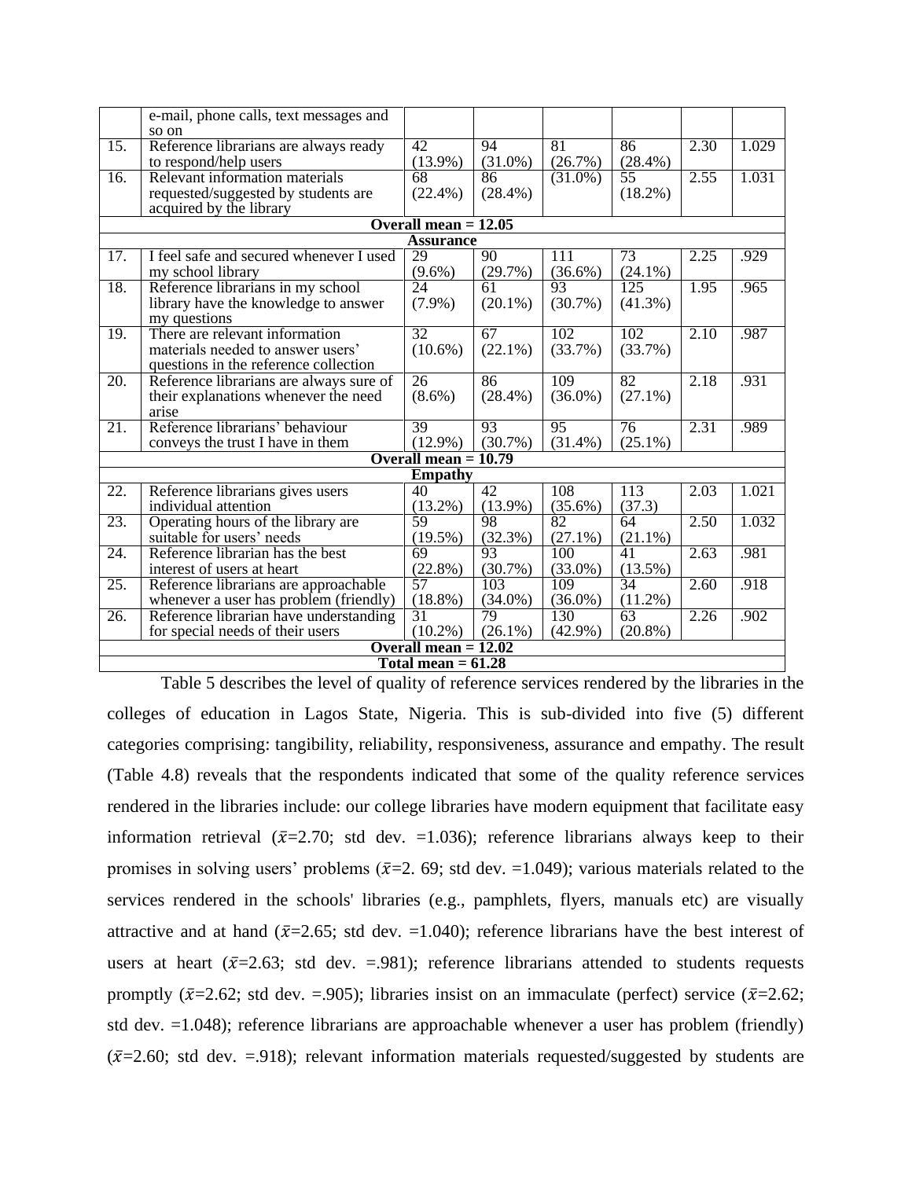| | | | | | | | |
|---|---|---|---|---|---|---|---|
| | e-mail, phone calls, text messages and so on | | | | | | |
| 15. | Reference librarians are always ready to respond/help users | 42 (13.9%) | 94 (31.0%) | 81 (26.7%) | 86 (28.4%) | 2.30 | 1.029 |
| 16. | Relevant information materials requested/suggested by students are acquired by the library | 68 (22.4%) | 86 (28.4%) | (31.0%) | 55 (18.2%) | 2.55 | 1.031 |
| **Overall mean = 12.05** | | | | | | | |
| **Assurance** | | | | | | | |
| 17. | I feel safe and secured whenever I used my school library | 29 (9.6%) | 90 (29.7%) | 111 (36.6%) | 73 (24.1%) | 2.25 | .929 |
| 18. | Reference librarians in my school library have the knowledge to answer my questions | 24 (7.9%) | 61 (20.1%) | 93 (30.7%) | 125 (41.3%) | 1.95 | .965 |
| 19. | There are relevant information materials needed to answer users' questions in the reference collection | 32 (10.6%) | 67 (22.1%) | 102 (33.7%) | 102 (33.7%) | 2.10 | .987 |
| 20. | Reference librarians are always sure of their explanations whenever the need arise | 26 (8.6%) | 86 (28.4%) | 109 (36.0%) | 82 (27.1%) | 2.18 | .931 |
| 21. | Reference librarians' behaviour conveys the trust I have in them | 39 (12.9%) | 93 (30.7%) | 95 (31.4%) | 76 (25.1%) | 2.31 | .989 |
| **Overall mean = 10.79** | | | | | | | |
| **Empathy** | | | | | | | |
| 22. | Reference librarians gives users individual attention | 40 (13.2%) | 42 (13.9%) | 108 (35.6%) | 113 (37.3) | 2.03 | 1.021 |
| 23. | Operating hours of the library are suitable for users' needs | 59 (19.5%) | 98 (32.3%) | 82 (27.1%) | 64 (21.1%) | 2.50 | 1.032 |
| 24. | Reference librarian has the best interest of users at heart | 69 (22.8%) | 93 (30.7%) | 100 (33.0%) | 41 (13.5%) | 2.63 | .981 |
| 25. | Reference librarians are approachable whenever a user has problem (friendly) | 57 (18.8%) | 103 (34.0%) | 109 (36.0%) | 34 (11.2%) | 2.60 | .918 |
| 26. | Reference librarian have understanding for special needs of their users | 31 (10.2%) | 79 (26.1%) | 130 (42.9%) | 63 (20.8%) | 2.26 | .902 |
| **Overall mean = 12.02** | | | | | | | |
| **Total mean = 61.28** | | | | | | | |

Table 5 describes the level of quality of reference services rendered by the libraries in the colleges of education in Lagos State, Nigeria. This is sub-divided into five (5) different categories comprising: tangibility, reliability, responsiveness, assurance and empathy. The result (Table 4.8) reveals that the respondents indicated that some of the quality reference services rendered in the libraries include: our college libraries have modern equipment that facilitate easy information retrieval ($\bar{x}$=2.70; std dev. =1.036); reference librarians always keep to their promises in solving users' problems ($\bar{x}$=2. 69; std dev. =1.049); various materials related to the services rendered in the schools' libraries (e.g., pamphlets, flyers, manuals etc) are visually attractive and at hand ($\bar{x}$=2.65; std dev. =1.040); reference librarians have the best interest of users at heart ($\bar{x}$=2.63; std dev. =.981); reference librarians attended to students requests promptly ($\bar{x}$=2.62; std dev. =.905); libraries insist on an immaculate (perfect) service ($\bar{x}$=2.62; std dev. =1.048); reference librarians are approachable whenever a user has problem (friendly) ($\bar{x}$=2.60; std dev. =.918); relevant information materials requested/suggested by students are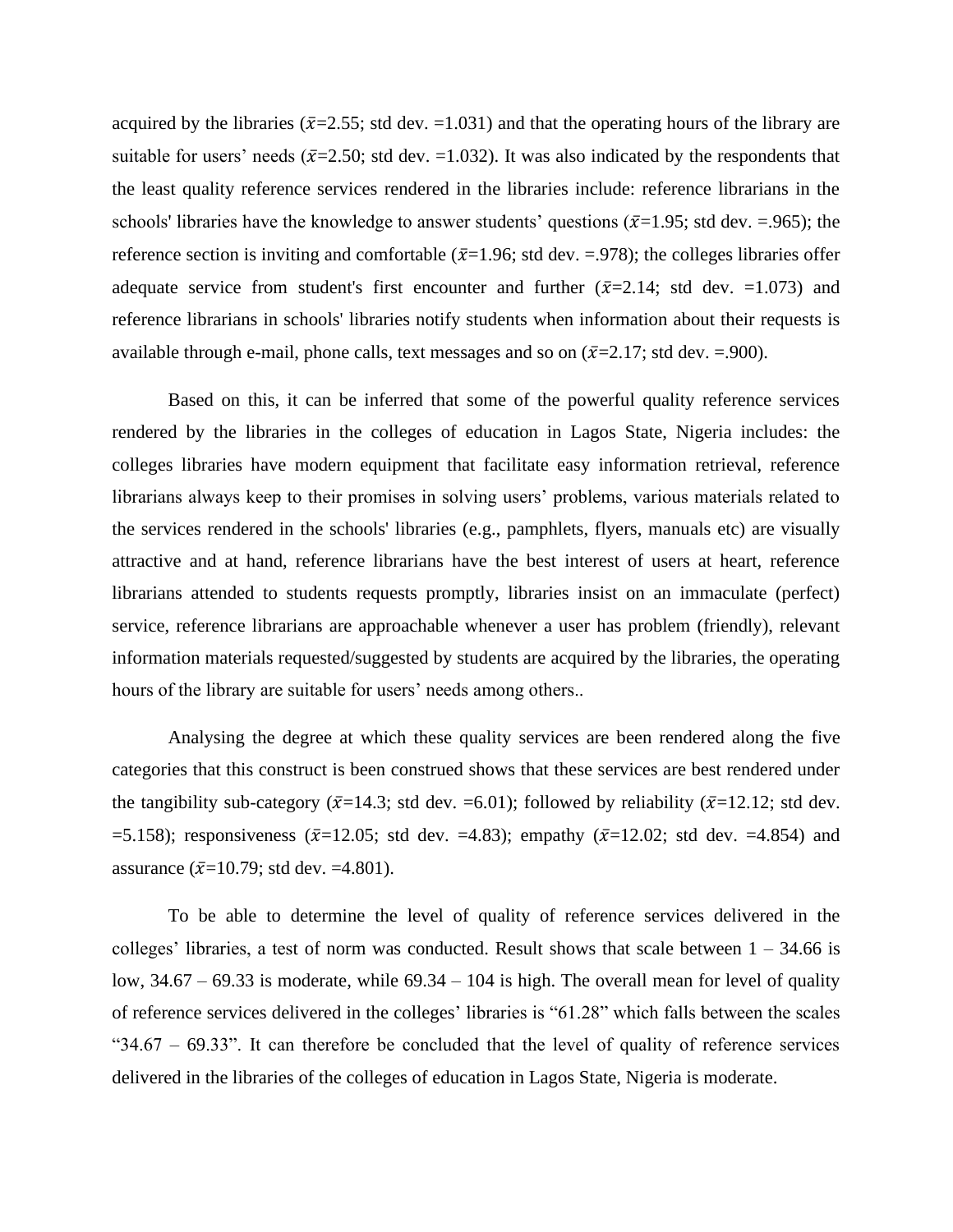acquired by the libraries ($\bar{x}$=2.55; std dev. =1.031) and that the operating hours of the library are suitable for users' needs ($\bar{x}$=2.50; std dev. =1.032). It was also indicated by the respondents that the least quality reference services rendered in the libraries include: reference librarians in the schools' libraries have the knowledge to answer students' questions ($\bar{x}$=1.95; std dev. =.965); the reference section is inviting and comfortable ($\bar{x}$=1.96; std dev. =.978); the colleges libraries offer adequate service from student's first encounter and further ($\bar{x}$=2.14; std dev. =1.073) and reference librarians in schools' libraries notify students when information about their requests is available through e-mail, phone calls, text messages and so on ($\bar{x}$=2.17; std dev. =.900).

Based on this, it can be inferred that some of the powerful quality reference services rendered by the libraries in the colleges of education in Lagos State, Nigeria includes: the colleges libraries have modern equipment that facilitate easy information retrieval, reference librarians always keep to their promises in solving users' problems, various materials related to the services rendered in the schools' libraries (e.g., pamphlets, flyers, manuals etc) are visually attractive and at hand, reference librarians have the best interest of users at heart, reference librarians attended to students requests promptly, libraries insist on an immaculate (perfect) service, reference librarians are approachable whenever a user has problem (friendly), relevant information materials requested/suggested by students are acquired by the libraries, the operating hours of the library are suitable for users' needs among others..

Analysing the degree at which these quality services are been rendered along the five categories that this construct is been construed shows that these services are best rendered under the tangibility sub-category ($\bar{x}$=14.3; std dev. =6.01); followed by reliability ($\bar{x}$=12.12; std dev. =5.158); responsiveness ($\bar{x}$=12.05; std dev. =4.83); empathy ($\bar{x}$=12.02; std dev. =4.854) and assurance ($\bar{x}$=10.79; std dev. =4.801).

To be able to determine the level of quality of reference services delivered in the colleges' libraries, a test of norm was conducted. Result shows that scale between 1 – 34.66 is low, 34.67 – 69.33 is moderate, while 69.34 – 104 is high. The overall mean for level of quality of reference services delivered in the colleges' libraries is "61.28" which falls between the scales "34.67 – 69.33". It can therefore be concluded that the level of quality of reference services delivered in the libraries of the colleges of education in Lagos State, Nigeria is moderate.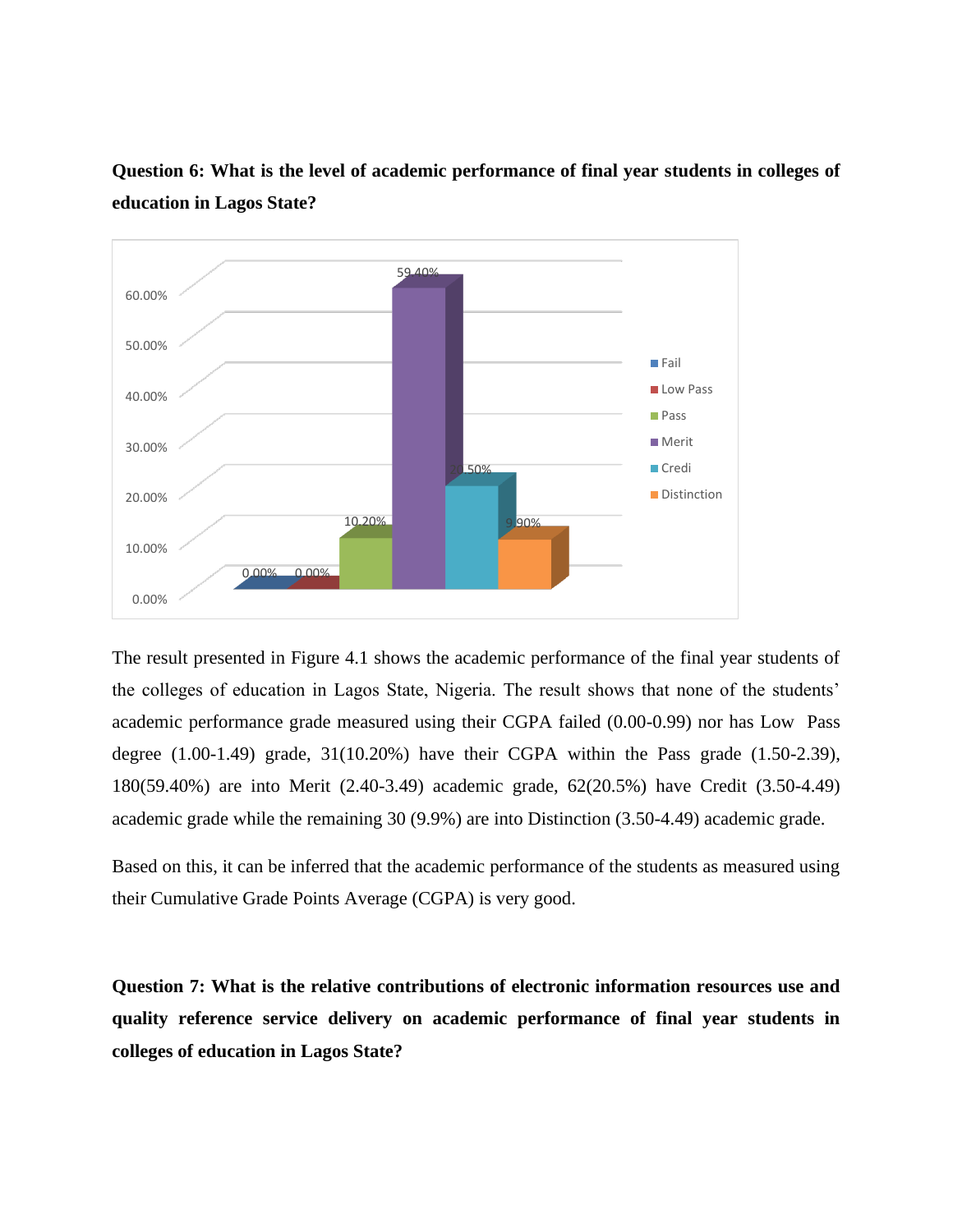**Question 6: What is the level of academic performance of final year students in colleges of education in Lagos State?**

The result presented in Figure 4.1 shows the academic performance of the final year students of the colleges of education in Lagos State, Nigeria. The result shows that none of the students' academic performance grade measured using their CGPA failed (0.00-0.99) nor has Low Pass degree (1.00-1.49) grade, 31(10.20%) have their CGPA within the Pass grade (1.50-2.39), 180(59.40%) are into Merit (2.40-3.49) academic grade, 62(20.5%) have Credit (3.50-4.49) academic grade while the remaining 30 (9.9%) are into Distinction (3.50-4.49) academic grade.

Based on this, it can be inferred that the academic performance of the students as measured using their Cumulative Grade Points Average (CGPA) is very good.

**Question 7: What is the relative contributions of electronic information resources use and quality reference service delivery on academic performance of final year students in colleges of education in Lagos State?**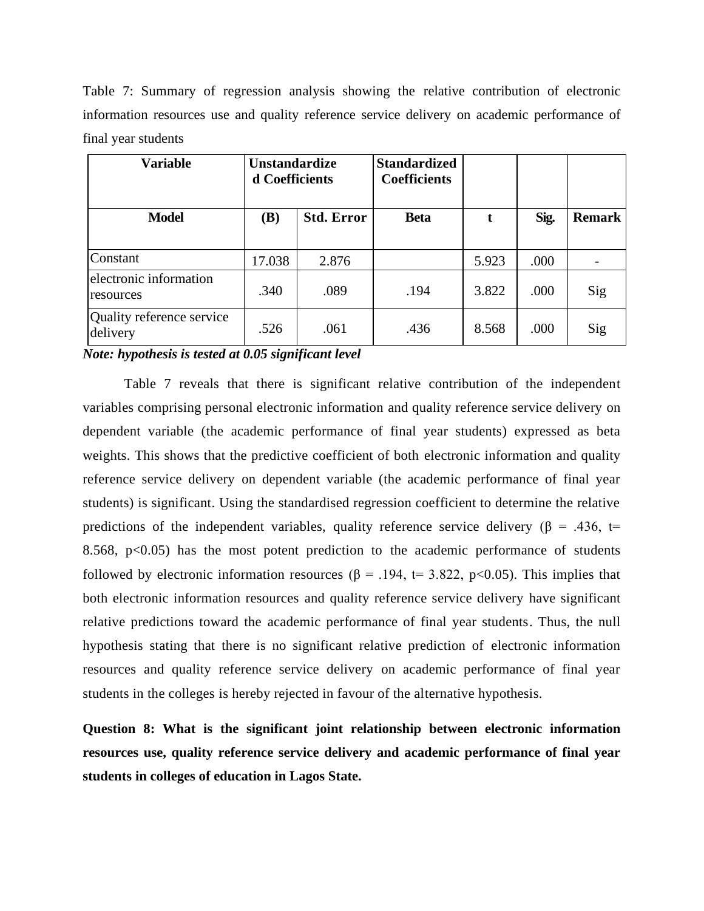Table 7: Summary of regression analysis showing the relative contribution of electronic information resources use and quality reference service delivery on academic performance of final year students

| Variable | Unstandardized Coefficients | | Standardized Coefficients | | | |
|---|---|---|---|---|---|---|
| **Model** | **(B)** | **Std. Error** | **Beta** | **t** | **Sig.** | **Remark** |
| Constant | 17.038 | 2.876 | | 5.923 | .000 | - |
| electronic information resources | .340 | .089 | .194 | 3.822 | .000 | Sig |
| Quality reference service delivery | .526 | .061 | .436 | 8.568 | .000 | Sig |

***Note: hypothesis is tested at 0.05 significant level***

Table 7 reveals that there is significant relative contribution of the independent variables comprising personal electronic information and quality reference service delivery on dependent variable (the academic performance of final year students) expressed as beta weights. This shows that the predictive coefficient of both electronic information and quality reference service delivery on dependent variable (the academic performance of final year students) is significant. Using the standardised regression coefficient to determine the relative predictions of the independent variables, quality reference service delivery ($\beta$ = .436, t= 8.568, $p<0.05$) has the most potent prediction to the academic performance of students followed by electronic information resources ($\beta$ = .194, t= 3.822, $p<0.05$). This implies that both electronic information resources and quality reference service delivery have significant relative predictions toward the academic performance of final year students. Thus, the null hypothesis stating that there is no significant relative prediction of electronic information resources and quality reference service delivery on academic performance of final year students in the colleges is hereby rejected in favour of the alternative hypothesis.

**Question 8: What is the significant joint relationship between electronic information resources use, quality reference service delivery and academic performance of final year students in colleges of education in Lagos State.**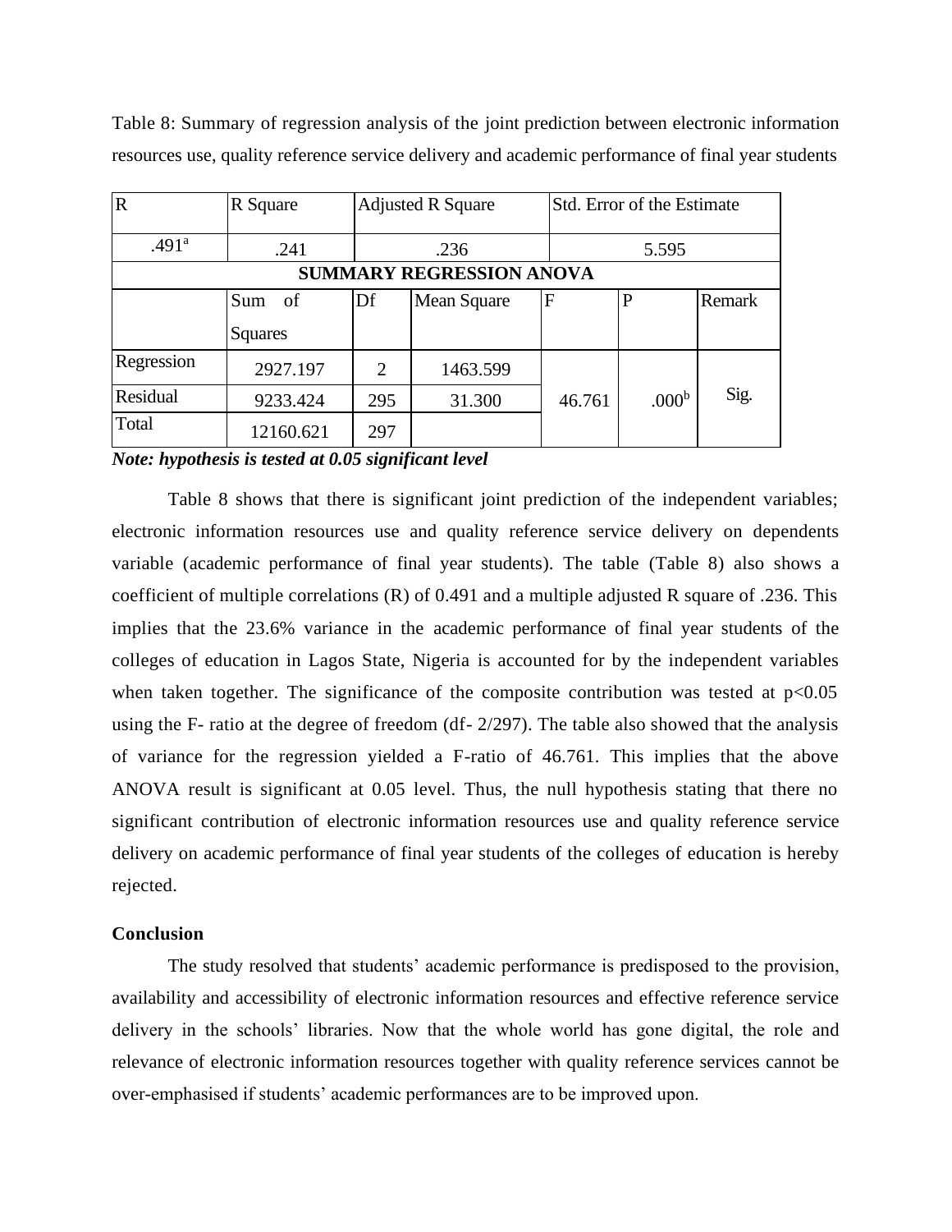Table 8: Summary of regression analysis of the joint prediction between electronic information resources use, quality reference service delivery and academic performance of final year students

| R | R Square | Adjusted R Square | | Std. Error of the Estimate | | |
|---|---|---|---|---|---|---|
| .491[a] | .241 | .236 | | 5.595 | | |
| **SUMMARY REGRESSION ANOVA** | | | | | | |
| | Sum of Squares | Df | Mean Square | F | P | Remark |
| Regression | 2927.197 | 2 | 1463.599 | 46.761 | .000[b] | Sig. |
| Residual | 9233.424 | 295 | 31.300 | | | |
| Total | 12160.621 | 297 | | | | |

***Note: hypothesis is tested at 0.05 significant level***

Table 8 shows that there is significant joint prediction of the independent variables; electronic information resources use and quality reference service delivery on dependents variable (academic performance of final year students). The table (Table 8) also shows a coefficient of multiple correlations (R) of 0.491 and a multiple adjusted R square of .236. This implies that the 23.6% variance in the academic performance of final year students of the colleges of education in Lagos State, Nigeria is accounted for by the independent variables when taken together. The significance of the composite contribution was tested at $p<0.05$ using the F- ratio at the degree of freedom (df- 2/297). The table also showed that the analysis of variance for the regression yielded a F-ratio of 46.761. This implies that the above ANOVA result is significant at 0.05 level. Thus, the null hypothesis stating that there no significant contribution of electronic information resources use and quality reference service delivery on academic performance of final year students of the colleges of education is hereby rejected.

**Conclusion**

The study resolved that students' academic performance is predisposed to the provision, availability and accessibility of electronic information resources and effective reference service delivery in the schools' libraries. Now that the whole world has gone digital, the role and relevance of electronic information resources together with quality reference services cannot be over-emphasised if students' academic performances are to be improved upon.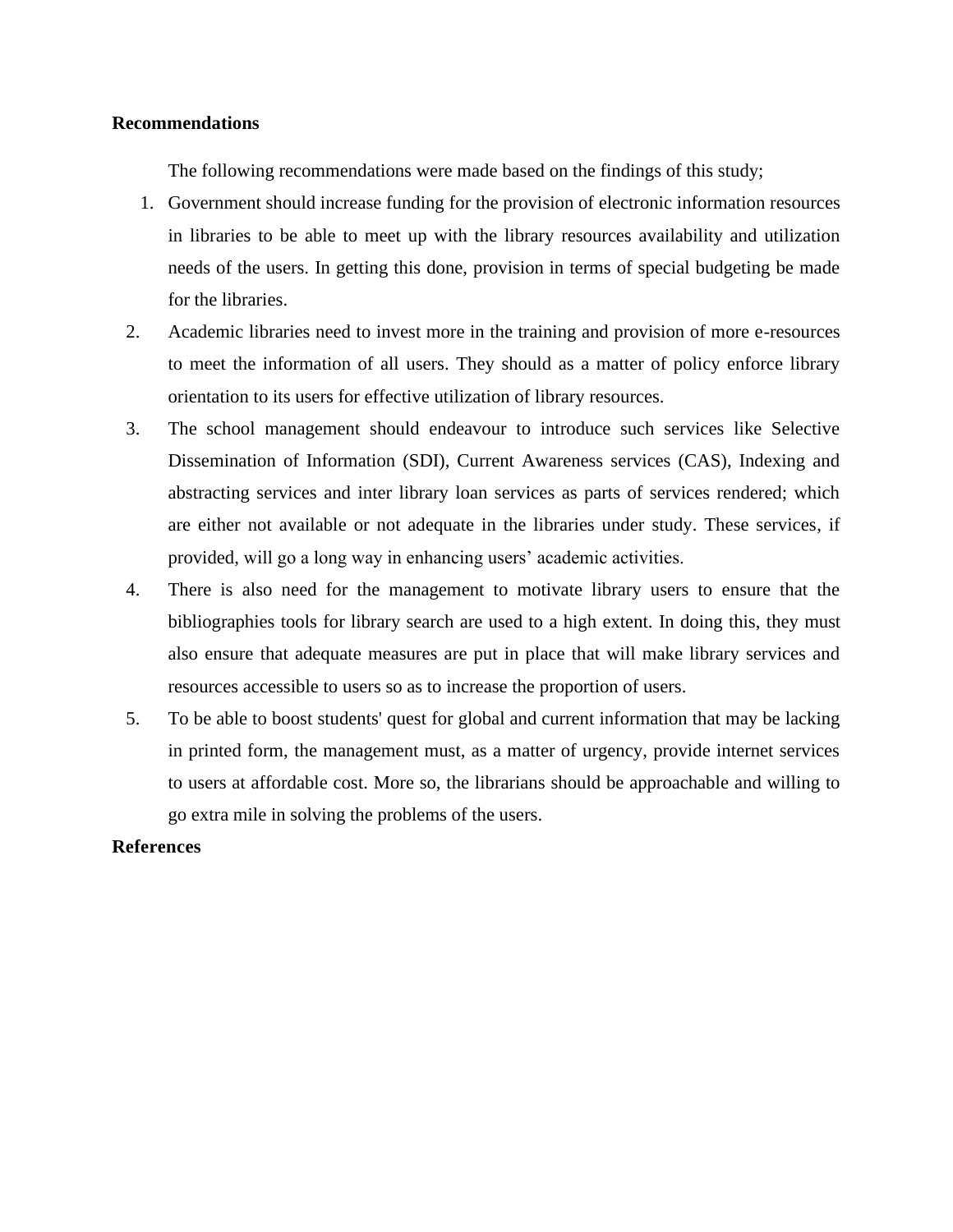**Recommendations**

The following recommendations were made based on the findings of this study;

1. Government should increase funding for the provision of electronic information resources in libraries to be able to meet up with the library resources availability and utilization needs of the users. In getting this done, provision in terms of special budgeting be made for the libraries.
2. Academic libraries need to invest more in the training and provision of more e-resources to meet the information of all users. They should as a matter of policy enforce library orientation to its users for effective utilization of library resources.
3. The school management should endeavour to introduce such services like Selective Dissemination of Information (SDI), Current Awareness services (CAS), Indexing and abstracting services and inter library loan services as parts of services rendered; which are either not available or not adequate in the libraries under study. These services, if provided, will go a long way in enhancing users' academic activities.
4. There is also need for the management to motivate library users to ensure that the bibliographies tools for library search are used to a high extent. In doing this, they must also ensure that adequate measures are put in place that will make library services and resources accessible to users so as to increase the proportion of users.
5. To be able to boost students' quest for global and current information that may be lacking in printed form, the management must, as a matter of urgency, provide internet services to users at affordable cost. More so, the librarians should be approachable and willing to go extra mile in solving the problems of the users.

**References**